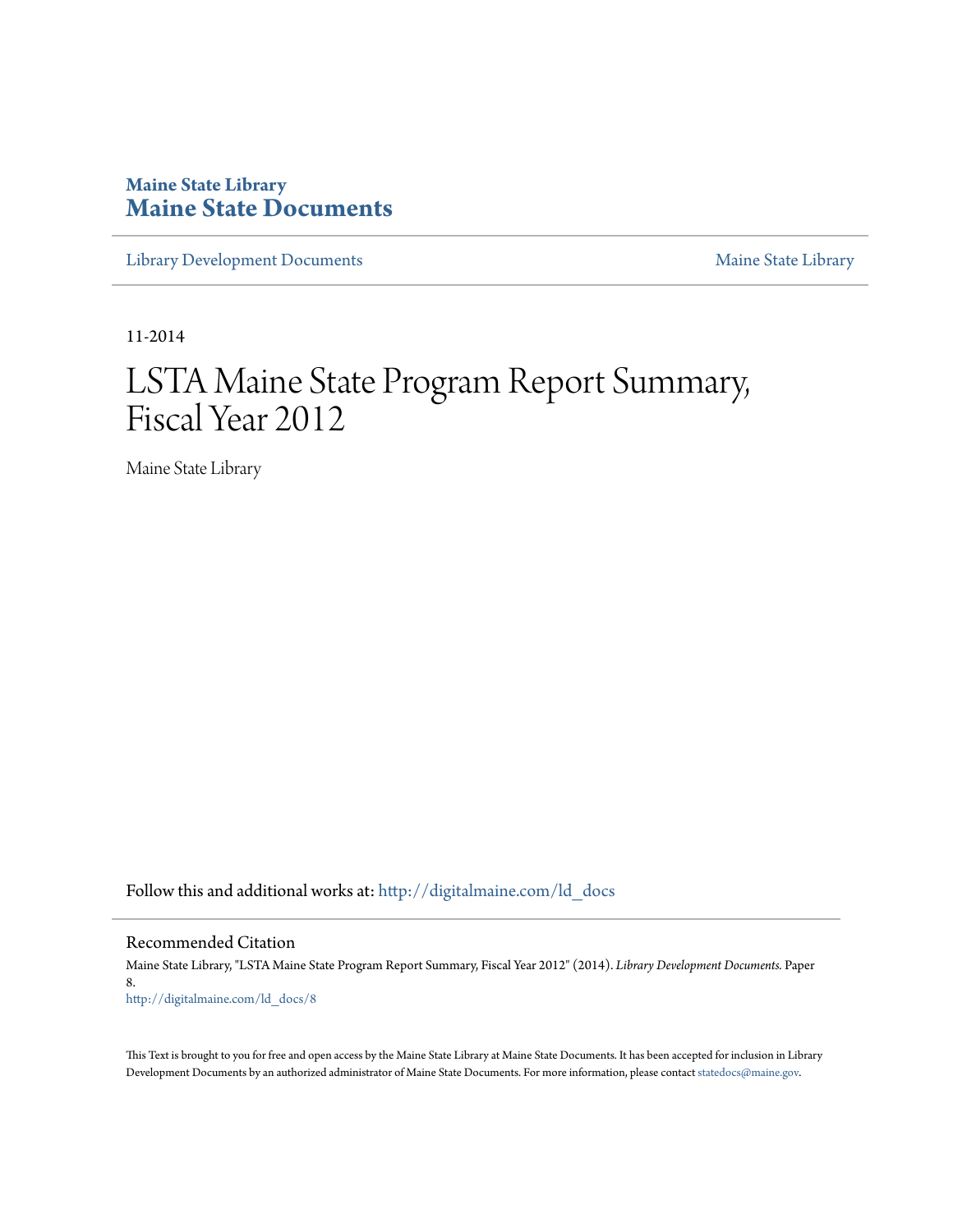**Maine State Library**
**Maine State Documents**

Library Development Documents | Maine State Library

11-2014

# LSTA Maine State Program Report Summary, Fiscal Year 2012

Maine State Library

Follow this and additional works at: http://digitalmaine.com/ld_docs

## Recommended Citation

Maine State Library, "LSTA Maine State Program Report Summary, Fiscal Year 2012" (2014). *Library Development Documents.* Paper 8.
http://digitalmaine.com/ld_docs/8

This Text is brought to you for free and open access by the Maine State Library at Maine State Documents. It has been accepted for inclusion in Library Development Documents by an authorized administrator of Maine State Documents. For more information, please contact statedocs@maine.gov.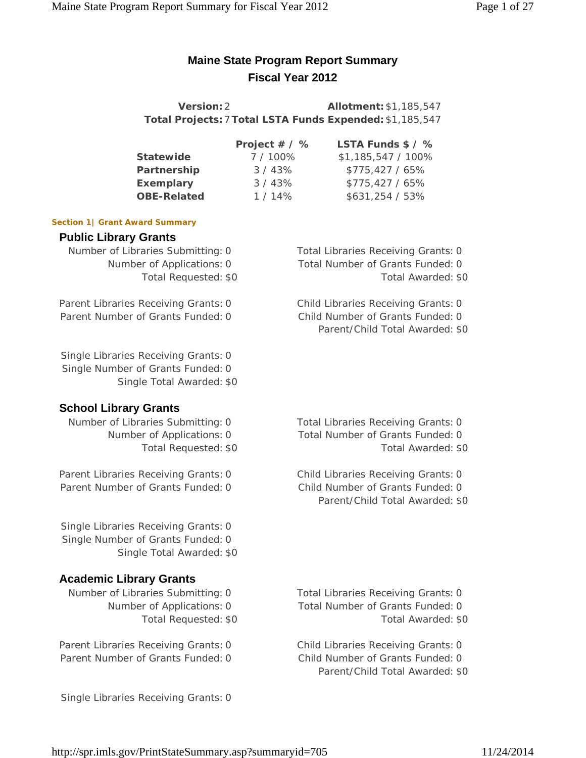# Maine State Program Report Summary
## Fiscal Year 2012

**Version:** 2 **Allotment:** $1,185,547
**Total Projects:** 7 **Total LSTA Funds Expended:** $1,185,547

| | Project # / % | LSTA Funds $ / % |
|---|---|---|
| **Statewide** | 7 / 100% | $1,185,547 / 100% |
| **Partnership** | 3 / 43% | $775,427 / 65% |
| **Exemplary** | 3 / 43% | $775,427 / 65% |
| **OBE-Related** | 1 / 14% | $631,254 / 53% |

**Section 1| Grant Award Summary**

### Public Library Grants

Number of Libraries Submitting: 0
Number of Applications: 0
Total Requested: $0

Total Libraries Receiving Grants: 0
Total Number of Grants Funded: 0
Total Awarded: $0

Parent Libraries Receiving Grants: 0
Parent Number of Grants Funded: 0

Child Libraries Receiving Grants: 0
Child Number of Grants Funded: 0
Parent/Child Total Awarded: $0

Single Libraries Receiving Grants: 0
Single Number of Grants Funded: 0
Single Total Awarded: $0

### School Library Grants

Number of Libraries Submitting: 0
Number of Applications: 0
Total Requested: $0

Total Libraries Receiving Grants: 0
Total Number of Grants Funded: 0
Total Awarded: $0

Parent Libraries Receiving Grants: 0
Parent Number of Grants Funded: 0

Child Libraries Receiving Grants: 0
Child Number of Grants Funded: 0
Parent/Child Total Awarded: $0

Single Libraries Receiving Grants: 0
Single Number of Grants Funded: 0
Single Total Awarded: $0

### Academic Library Grants

Number of Libraries Submitting: 0
Number of Applications: 0
Total Requested: $0

Total Libraries Receiving Grants: 0
Total Number of Grants Funded: 0
Total Awarded: $0

Parent Libraries Receiving Grants: 0
Parent Number of Grants Funded: 0

Child Libraries Receiving Grants: 0
Child Number of Grants Funded: 0
Parent/Child Total Awarded: $0

Single Libraries Receiving Grants: 0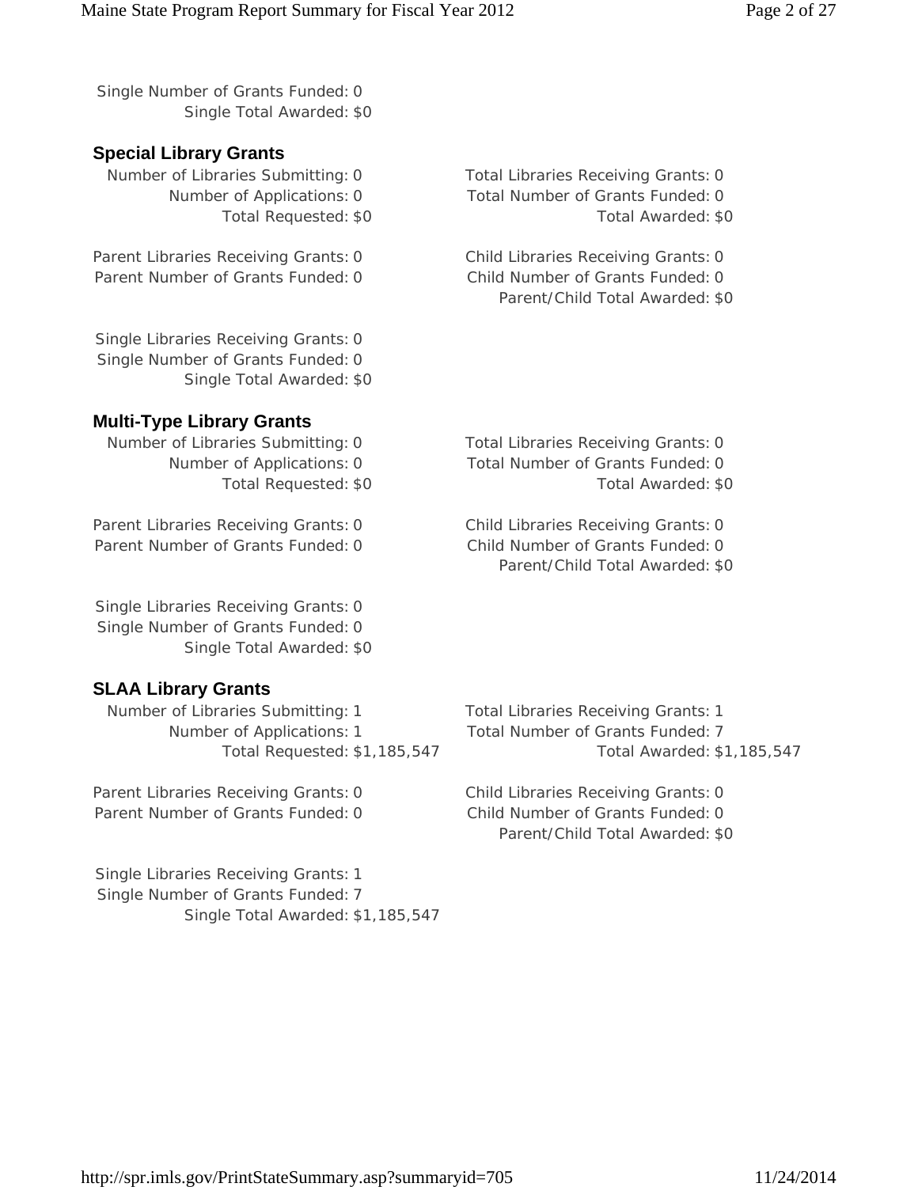Single Number of Grants Funded: 0
Single Total Awarded: $0

### Special Library Grants

Number of Libraries Submitting: 0
Number of Applications: 0
Total Requested: $0

Total Libraries Receiving Grants: 0
Total Number of Grants Funded: 0
Total Awarded: $0

Parent Libraries Receiving Grants: 0
Parent Number of Grants Funded: 0

Child Libraries Receiving Grants: 0
Child Number of Grants Funded: 0
Parent/Child Total Awarded: $0

Single Libraries Receiving Grants: 0
Single Number of Grants Funded: 0
Single Total Awarded: $0

### Multi-Type Library Grants

Number of Libraries Submitting: 0
Number of Applications: 0
Total Requested: $0

Total Libraries Receiving Grants: 0
Total Number of Grants Funded: 0
Total Awarded: $0

Parent Libraries Receiving Grants: 0
Parent Number of Grants Funded: 0

Child Libraries Receiving Grants: 0
Child Number of Grants Funded: 0
Parent/Child Total Awarded: $0

Single Libraries Receiving Grants: 0
Single Number of Grants Funded: 0
Single Total Awarded: $0

### SLAA Library Grants

Number of Libraries Submitting: 1
Number of Applications: 1
Total Requested: $1,185,547

Total Libraries Receiving Grants: 1
Total Number of Grants Funded: 7
Total Awarded: $1,185,547

Parent Libraries Receiving Grants: 0
Parent Number of Grants Funded: 0

Child Libraries Receiving Grants: 0
Child Number of Grants Funded: 0
Parent/Child Total Awarded: $0

Single Libraries Receiving Grants: 1
Single Number of Grants Funded: 7
Single Total Awarded: $1,185,547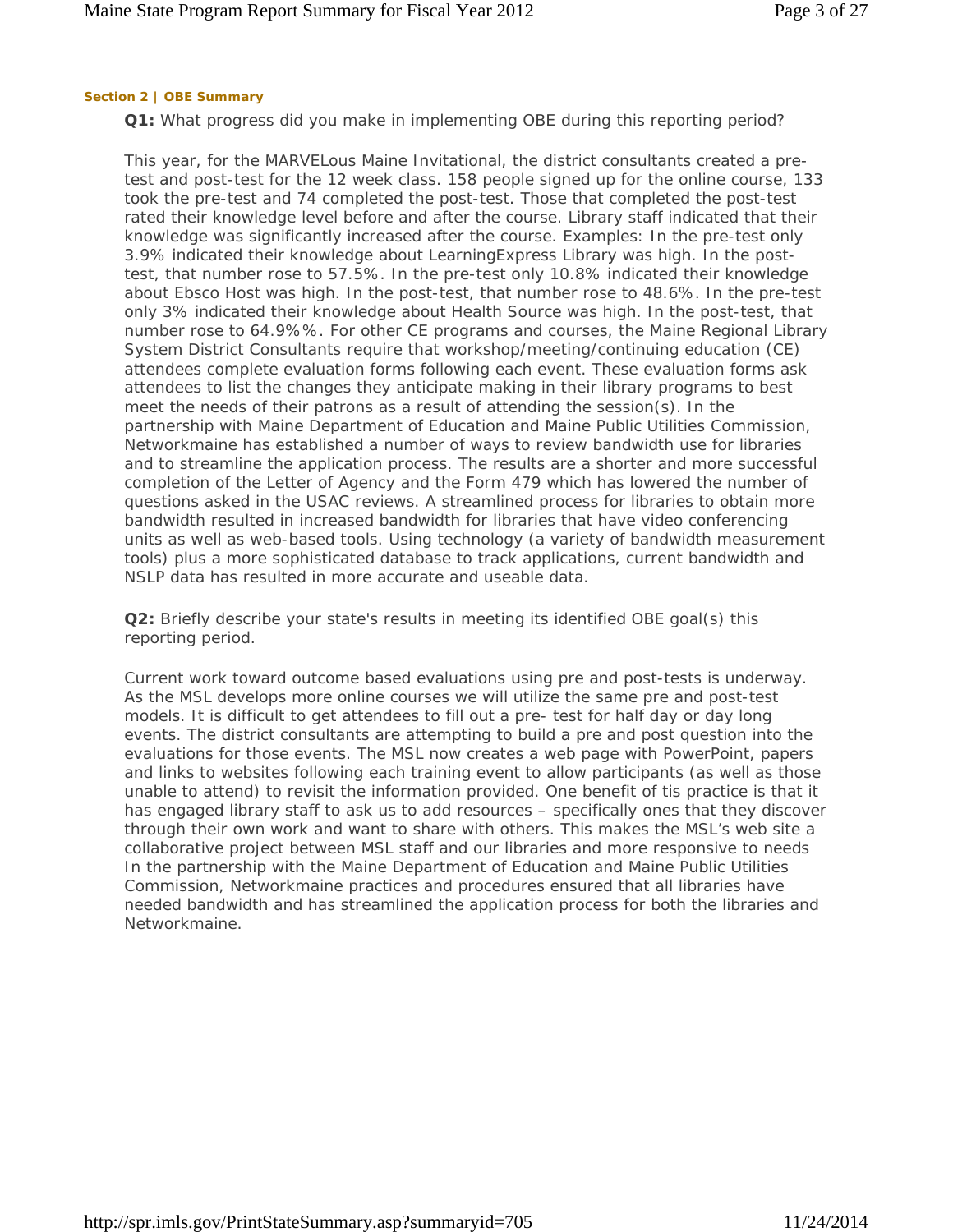#### Section 2 | OBE Summary

**Q1:** What progress did you make in implementing OBE during this reporting period?

This year, for the MARVELous Maine Invitational, the district consultants created a pre-test and post-test for the 12 week class. 158 people signed up for the online course, 133 took the pre-test and 74 completed the post-test. Those that completed the post-test rated their knowledge level before and after the course. Library staff indicated that their knowledge was significantly increased after the course. Examples: In the pre-test only 3.9% indicated their knowledge about LearningExpress Library was high. In the post-test, that number rose to 57.5%. In the pre-test only 10.8% indicated their knowledge about Ebsco Host was high. In the post-test, that number rose to 48.6%. In the pre-test only 3% indicated their knowledge about Health Source was high. In the post-test, that number rose to 64.9%%. For other CE programs and courses, the Maine Regional Library System District Consultants require that workshop/meeting/continuing education (CE) attendees complete evaluation forms following each event. These evaluation forms ask attendees to list the changes they anticipate making in their library programs to best meet the needs of their patrons as a result of attending the session(s). In the partnership with Maine Department of Education and Maine Public Utilities Commission, Networkmaine has established a number of ways to review bandwidth use for libraries and to streamline the application process. The results are a shorter and more successful completion of the Letter of Agency and the Form 479 which has lowered the number of questions asked in the USAC reviews. A streamlined process for libraries to obtain more bandwidth resulted in increased bandwidth for libraries that have video conferencing units as well as web-based tools. Using technology (a variety of bandwidth measurement tools) plus a more sophisticated database to track applications, current bandwidth and NSLP data has resulted in more accurate and useable data.

**Q2:** Briefly describe your state's results in meeting its identified OBE goal(s) this reporting period.

Current work toward outcome based evaluations using pre and post-tests is underway. As the MSL develops more online courses we will utilize the same pre and post-test models. It is difficult to get attendees to fill out a pre- test for half day or day long events. The district consultants are attempting to build a pre and post question into the evaluations for those events. The MSL now creates a web page with PowerPoint, papers and links to websites following each training event to allow participants (as well as those unable to attend) to revisit the information provided. One benefit of tis practice is that it has engaged library staff to ask us to add resources – specifically ones that they discover through their own work and want to share with others. This makes the MSL's web site a collaborative project between MSL staff and our libraries and more responsive to needs In the partnership with the Maine Department of Education and Maine Public Utilities Commission, Networkmaine practices and procedures ensured that all libraries have needed bandwidth and has streamlined the application process for both the libraries and Networkmaine.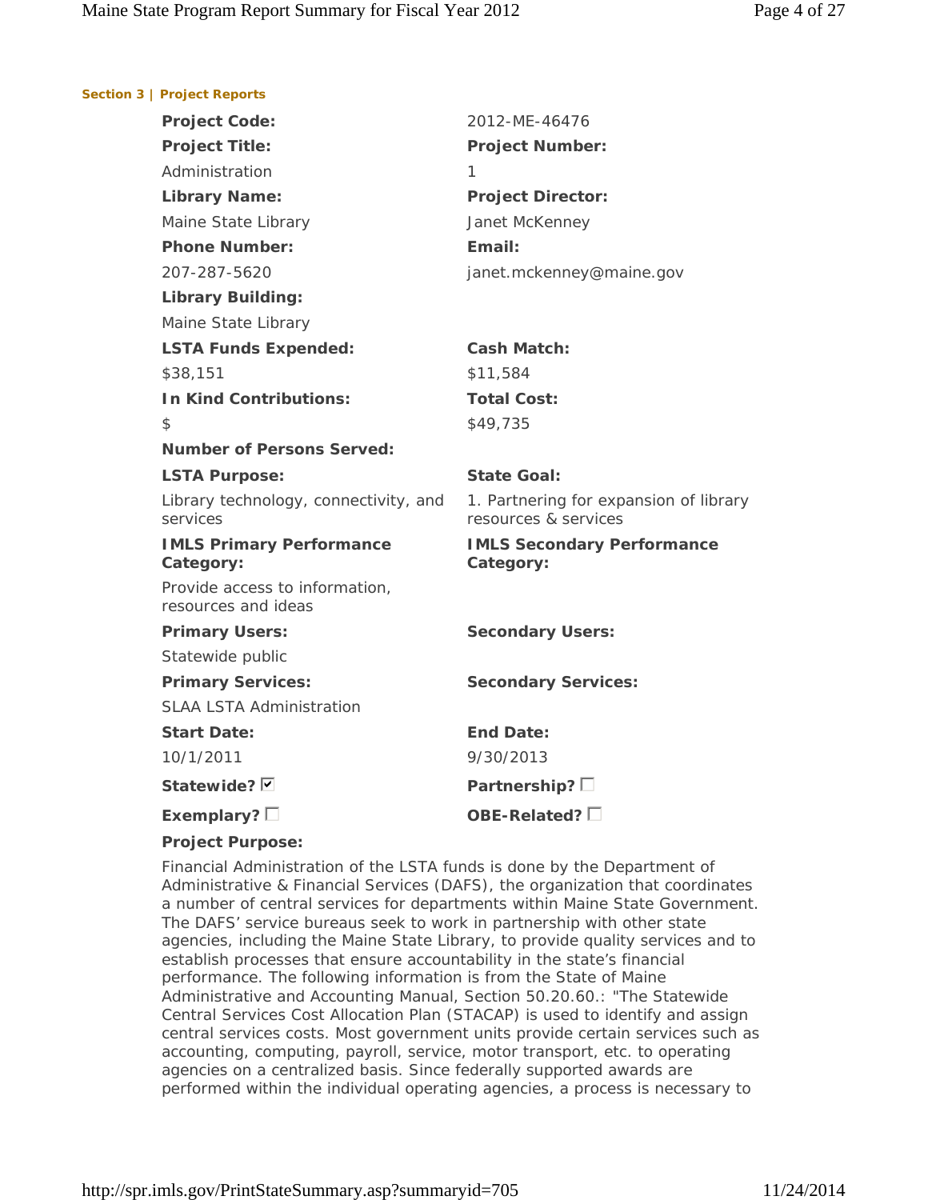**Section 3 | Project Reports**

| | |
|---|---|
| **Project Code:** | 2012-ME-46476 |
| **Project Title:** | **Project Number:** |
| Administration | 1 |
| **Library Name:** | **Project Director:** |
| Maine State Library | Janet McKenney |
| **Phone Number:** | **Email:** |
| 207-287-5620 | janet.mckenney@maine.gov |
| **Library Building:** | |
| Maine State Library | |
| **LSTA Funds Expended:** | **Cash Match:** |
| $38,151 | $11,584 |
| **In Kind Contributions:** | **Total Cost:** |
| $ | $49,735 |
| **Number of Persons Served:** | |
| **LSTA Purpose:** | **State Goal:** |
| Library technology, connectivity, and services | 1. Partnering for expansion of library resources & services |
| **IMLS Primary Performance Category:** | **IMLS Secondary Performance Category:** |
| Provide access to information, resources and ideas | |
| **Primary Users:** | **Secondary Users:** |
| Statewide public | |
| **Primary Services:** | **Secondary Services:** |
| SLAA LSTA Administration | |
| **Start Date:** | **End Date:** |
| 10/1/2011 | 9/30/2013 |
| **Statewide?** ☑ | **Partnership?** ☐ |
| **Exemplary?** ☐ | **OBE-Related?** ☐ |

**Project Purpose:**

Financial Administration of the LSTA funds is done by the Department of Administrative & Financial Services (DAFS), the organization that coordinates a number of central services for departments within Maine State Government. The DAFS' service bureaus seek to work in partnership with other state agencies, including the Maine State Library, to provide quality services and to establish processes that ensure accountability in the state's financial performance. The following information is from the State of Maine Administrative and Accounting Manual, Section 50.20.60.: "The Statewide Central Services Cost Allocation Plan (STACAP) is used to identify and assign central services costs. Most government units provide certain services such as accounting, computing, payroll, service, motor transport, etc. to operating agencies on a centralized basis. Since federally supported awards are performed within the individual operating agencies, a process is necessary to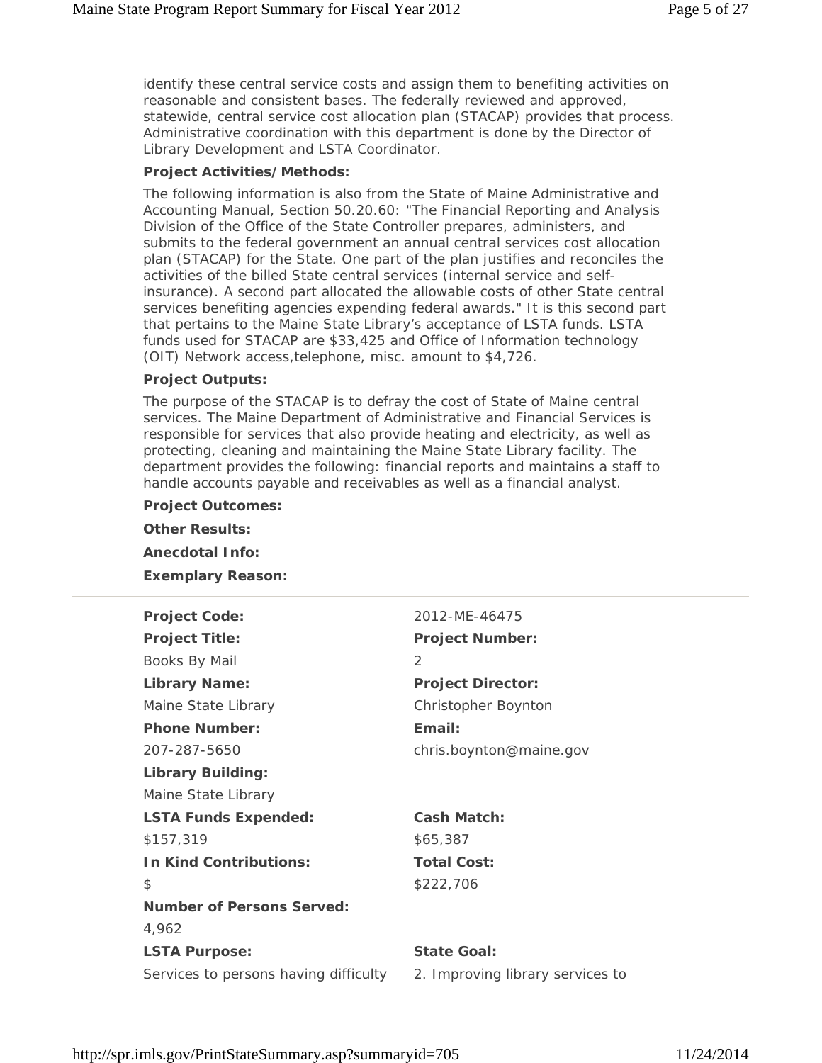identify these central service costs and assign them to benefiting activities on reasonable and consistent bases. The federally reviewed and approved, statewide, central service cost allocation plan (STACAP) provides that process. Administrative coordination with this department is done by the Director of Library Development and LSTA Coordinator.

**Project Activities/Methods:**

The following information is also from the State of Maine Administrative and Accounting Manual, Section 50.20.60: "The Financial Reporting and Analysis Division of the Office of the State Controller prepares, administers, and submits to the federal government an annual central services cost allocation plan (STACAP) for the State. One part of the plan justifies and reconciles the activities of the billed State central services (internal service and self-insurance). A second part allocated the allowable costs of other State central services benefiting agencies expending federal awards." It is this second part that pertains to the Maine State Library's acceptance of LSTA funds. LSTA funds used for STACAP are $33,425 and Office of Information technology (OIT) Network access,telephone, misc. amount to $4,726.

**Project Outputs:**

The purpose of the STACAP is to defray the cost of State of Maine central services. The Maine Department of Administrative and Financial Services is responsible for services that also provide heating and electricity, as well as protecting, cleaning and maintaining the Maine State Library facility. The department provides the following: financial reports and maintains a staff to handle accounts payable and receivables as well as a financial analyst.

**Project Outcomes:**

**Other Results:**

**Anecdotal Info:**

**Exemplary Reason:**

---

**Project Code:** 2012-ME-46475

**Project Title:** Books By Mail

**Project Number:** 2

**Library Name:** Maine State Library

**Project Director:** Christopher Boynton

**Phone Number:** 207-287-5650

**Email:** chris.boynton@maine.gov

**Library Building:** Maine State Library

**LSTA Funds Expended:** $157,319

**Cash Match:** $65,387

**In Kind Contributions:** $

**Total Cost:** $222,706

**Number of Persons Served:** 4,962

**LSTA Purpose:** Services to persons having difficulty

**State Goal:** 2. Improving library services to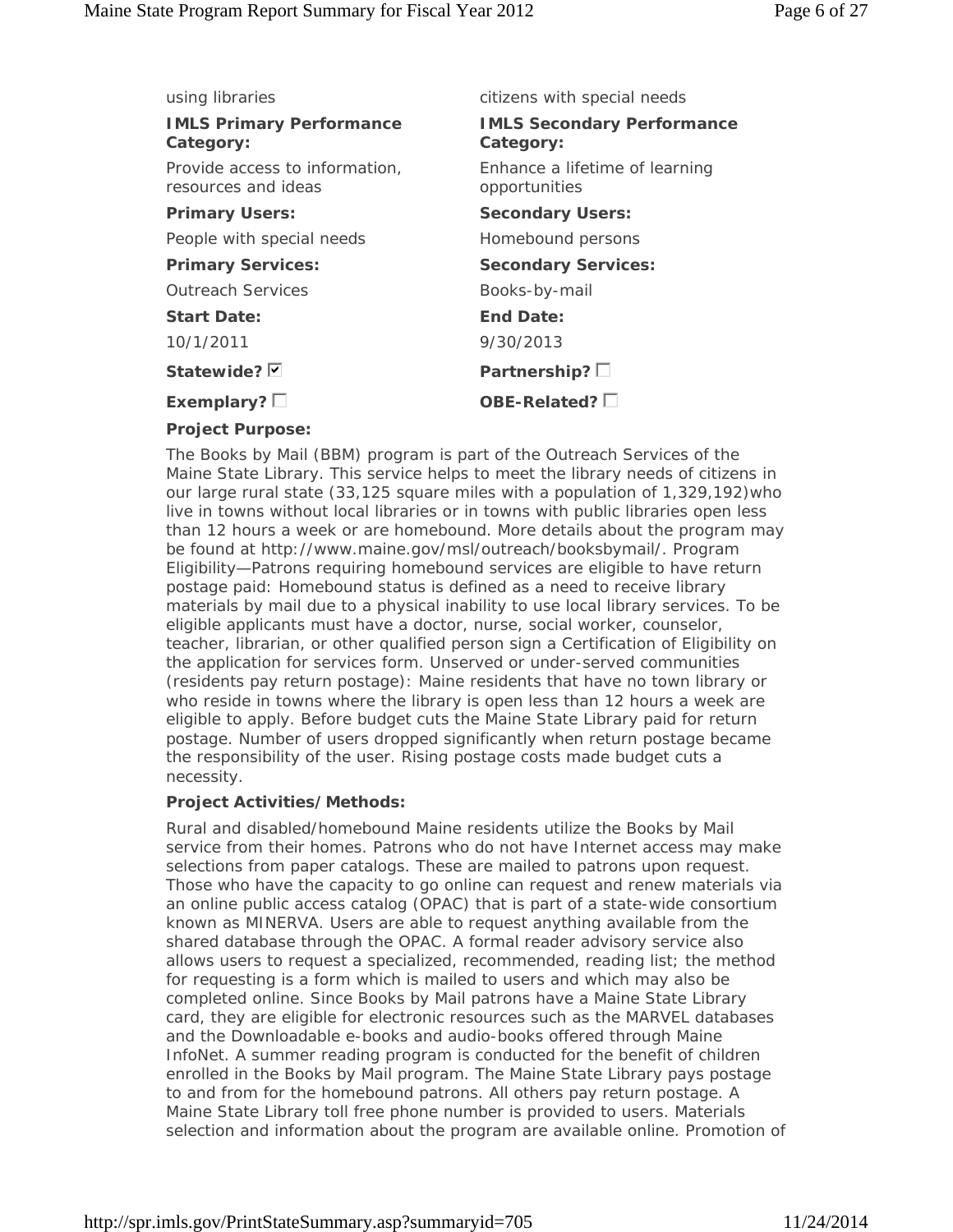| using libraries | citizens with special needs |
|---|---|
| **IMLS Primary Performance Category:** | **IMLS Secondary Performance Category:** |
| Provide access to information, resources and ideas | Enhance a lifetime of learning opportunities |
| **Primary Users:** | **Secondary Users:** |
| People with special needs | Homebound persons |
| **Primary Services:** | **Secondary Services:** |
| Outreach Services | Books-by-mail |
| **Start Date:** | **End Date:** |
| 10/1/2011 | 9/30/2013 |
| **Statewide?** ☑ | **Partnership?** ☐ |
| **Exemplary?** ☐ | **OBE-Related?** ☐ |

**Project Purpose:**

The Books by Mail (BBM) program is part of the Outreach Services of the Maine State Library. This service helps to meet the library needs of citizens in our large rural state (33,125 square miles with a population of 1,329,192)who live in towns without local libraries or in towns with public libraries open less than 12 hours a week or are homebound. More details about the program may be found at http://www.maine.gov/msl/outreach/booksbymail/. Program Eligibility—Patrons requiring homebound services are eligible to have return postage paid: Homebound status is defined as a need to receive library materials by mail due to a physical inability to use local library services. To be eligible applicants must have a doctor, nurse, social worker, counselor, teacher, librarian, or other qualified person sign a Certification of Eligibility on the application for services form. Unserved or under-served communities (residents pay return postage): Maine residents that have no town library or who reside in towns where the library is open less than 12 hours a week are eligible to apply. Before budget cuts the Maine State Library paid for return postage. Number of users dropped significantly when return postage became the responsibility of the user. Rising postage costs made budget cuts a necessity.

**Project Activities/Methods:**

Rural and disabled/homebound Maine residents utilize the Books by Mail service from their homes. Patrons who do not have Internet access may make selections from paper catalogs. These are mailed to patrons upon request. Those who have the capacity to go online can request and renew materials via an online public access catalog (OPAC) that is part of a state-wide consortium known as MINERVA. Users are able to request anything available from the shared database through the OPAC. A formal reader advisory service also allows users to request a specialized, recommended, reading list; the method for requesting is a form which is mailed to users and which may also be completed online. Since Books by Mail patrons have a Maine State Library card, they are eligible for electronic resources such as the MARVEL databases and the Downloadable e-books and audio-books offered through Maine InfoNet. A summer reading program is conducted for the benefit of children enrolled in the Books by Mail program. The Maine State Library pays postage to and from for the homebound patrons. All others pay return postage. A Maine State Library toll free phone number is provided to users. Materials selection and information about the program are available online. Promotion of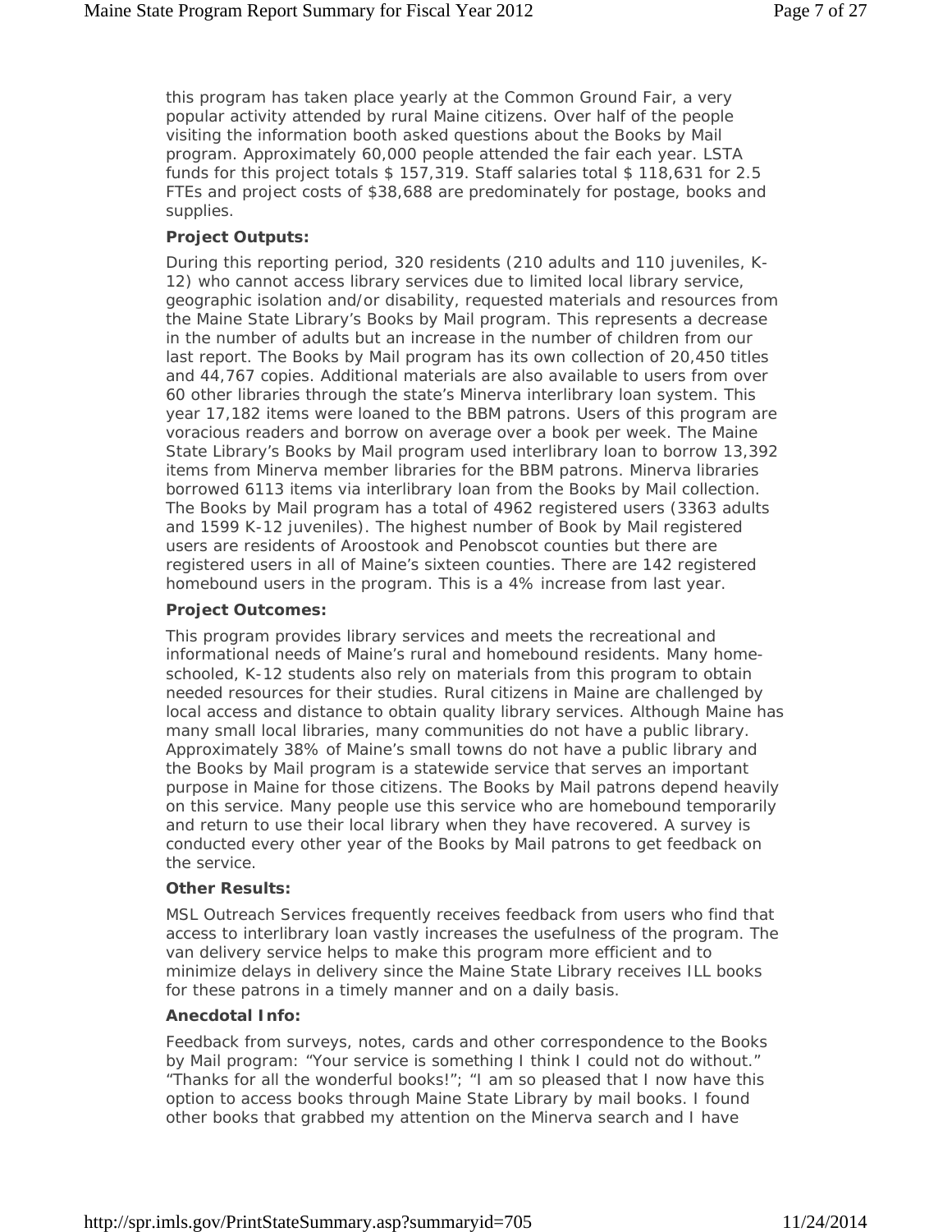this program has taken place yearly at the Common Ground Fair, a very popular activity attended by rural Maine citizens. Over half of the people visiting the information booth asked questions about the Books by Mail program. Approximately 60,000 people attended the fair each year. LSTA funds for this project totals $ 157,319. Staff salaries total $ 118,631 for 2.5 FTEs and project costs of $38,688 are predominately for postage, books and supplies.

**Project Outputs:**

During this reporting period, 320 residents (210 adults and 110 juveniles, K-12) who cannot access library services due to limited local library service, geographic isolation and/or disability, requested materials and resources from the Maine State Library's Books by Mail program. This represents a decrease in the number of adults but an increase in the number of children from our last report. The Books by Mail program has its own collection of 20,450 titles and 44,767 copies. Additional materials are also available to users from over 60 other libraries through the state's Minerva interlibrary loan system. This year 17,182 items were loaned to the BBM patrons. Users of this program are voracious readers and borrow on average over a book per week. The Maine State Library's Books by Mail program used interlibrary loan to borrow 13,392 items from Minerva member libraries for the BBM patrons. Minerva libraries borrowed 6113 items via interlibrary loan from the Books by Mail collection. The Books by Mail program has a total of 4962 registered users (3363 adults and 1599 K-12 juveniles). The highest number of Book by Mail registered users are residents of Aroostook and Penobscot counties but there are registered users in all of Maine's sixteen counties. There are 142 registered homebound users in the program. This is a 4% increase from last year.

**Project Outcomes:**

This program provides library services and meets the recreational and informational needs of Maine's rural and homebound residents. Many home-schooled, K-12 students also rely on materials from this program to obtain needed resources for their studies. Rural citizens in Maine are challenged by local access and distance to obtain quality library services. Although Maine has many small local libraries, many communities do not have a public library. Approximately 38% of Maine's small towns do not have a public library and the Books by Mail program is a statewide service that serves an important purpose in Maine for those citizens. The Books by Mail patrons depend heavily on this service. Many people use this service who are homebound temporarily and return to use their local library when they have recovered. A survey is conducted every other year of the Books by Mail patrons to get feedback on the service.

**Other Results:**

MSL Outreach Services frequently receives feedback from users who find that access to interlibrary loan vastly increases the usefulness of the program. The van delivery service helps to make this program more efficient and to minimize delays in delivery since the Maine State Library receives ILL books for these patrons in a timely manner and on a daily basis.

**Anecdotal Info:**

Feedback from surveys, notes, cards and other correspondence to the Books by Mail program: "Your service is something I think I could not do without." "Thanks for all the wonderful books!"; "I am so pleased that I now have this option to access books through Maine State Library by mail books. I found other books that grabbed my attention on the Minerva search and I have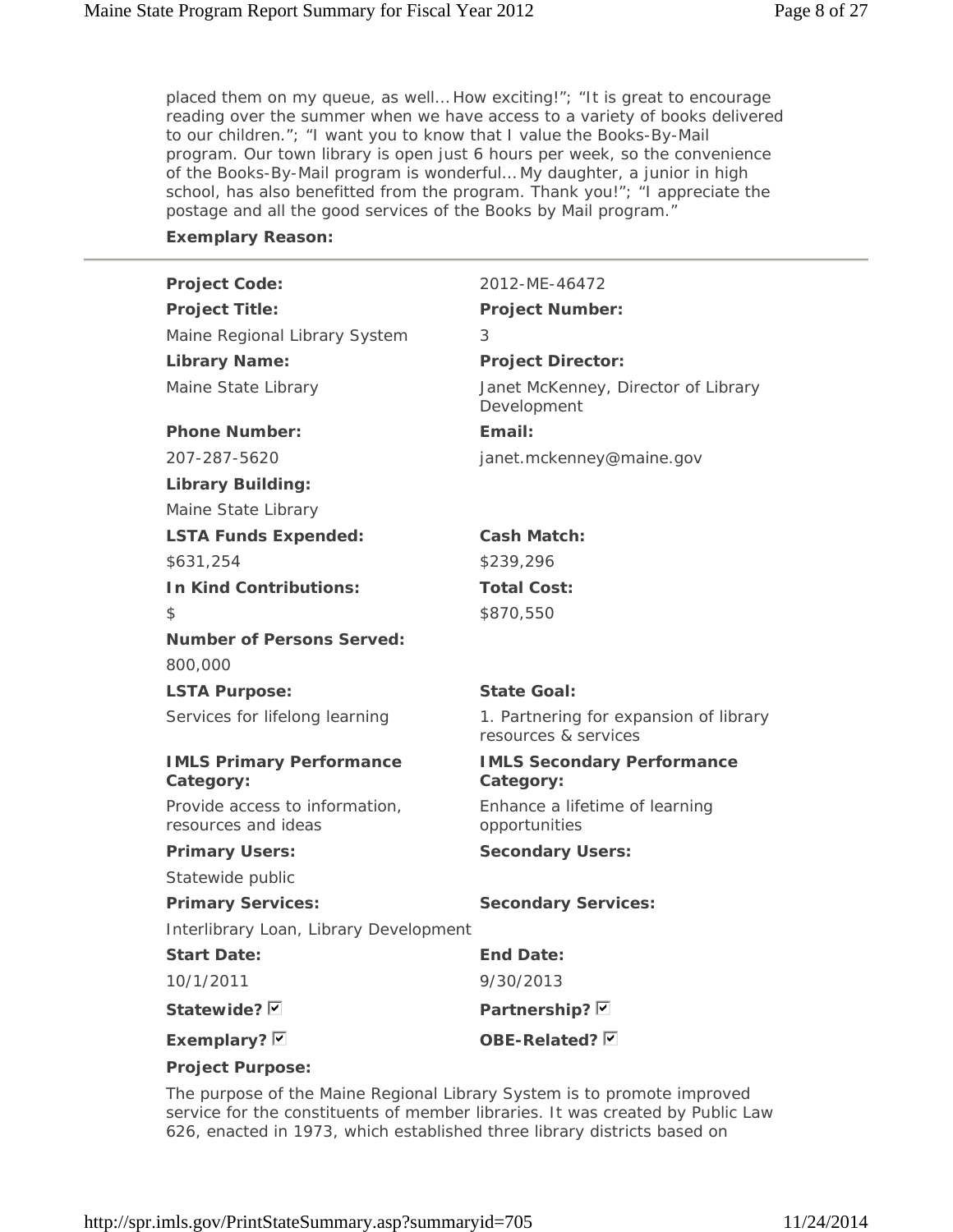placed them on my queue, as well… How exciting!"; "It is great to encourage reading over the summer when we have access to a variety of books delivered to our children."; "I want you to know that I value the Books-By-Mail program. Our town library is open just 6 hours per week, so the convenience of the Books-By-Mail program is wonderful… My daughter, a junior in high school, has also benefitted from the program. Thank you!"; "I appreciate the postage and all the good services of the Books by Mail program."

**Exemplary Reason:**

---

| | |
|---|---|
| **Project Code:** | 2012-ME-46472 |
| **Project Title:** | **Project Number:** |
| Maine Regional Library System | 3 |
| **Library Name:** | **Project Director:** |
| Maine State Library | Janet McKenney, Director of Library Development |
| **Phone Number:** | **Email:** |
| 207-287-5620 | janet.mckenney@maine.gov |
| **Library Building:** | |
| Maine State Library | |
| **LSTA Funds Expended:** | **Cash Match:** |
| $631,254 | $239,296 |
| **In Kind Contributions:** | **Total Cost:** |
| $ | $870,550 |
| **Number of Persons Served:** | |
| 800,000 | |
| **LSTA Purpose:** | **State Goal:** |
| Services for lifelong learning | 1. Partnering for expansion of library resources & services |
| **IMLS Primary Performance Category:** | **IMLS Secondary Performance Category:** |
| Provide access to information, resources and ideas | Enhance a lifetime of learning opportunities |
| **Primary Users:** | **Secondary Users:** |
| Statewide public | |
| **Primary Services:** | **Secondary Services:** |
| Interlibrary Loan, Library Development | |
| **Start Date:** | **End Date:** |
| 10/1/2011 | 9/30/2013 |
| **Statewide?** ☑ | **Partnership?** ☑ |
| **Exemplary?** ☑ | **OBE-Related?** ☑ |

**Project Purpose:**

The purpose of the Maine Regional Library System is to promote improved service for the constituents of member libraries. It was created by Public Law 626, enacted in 1973, which established three library districts based on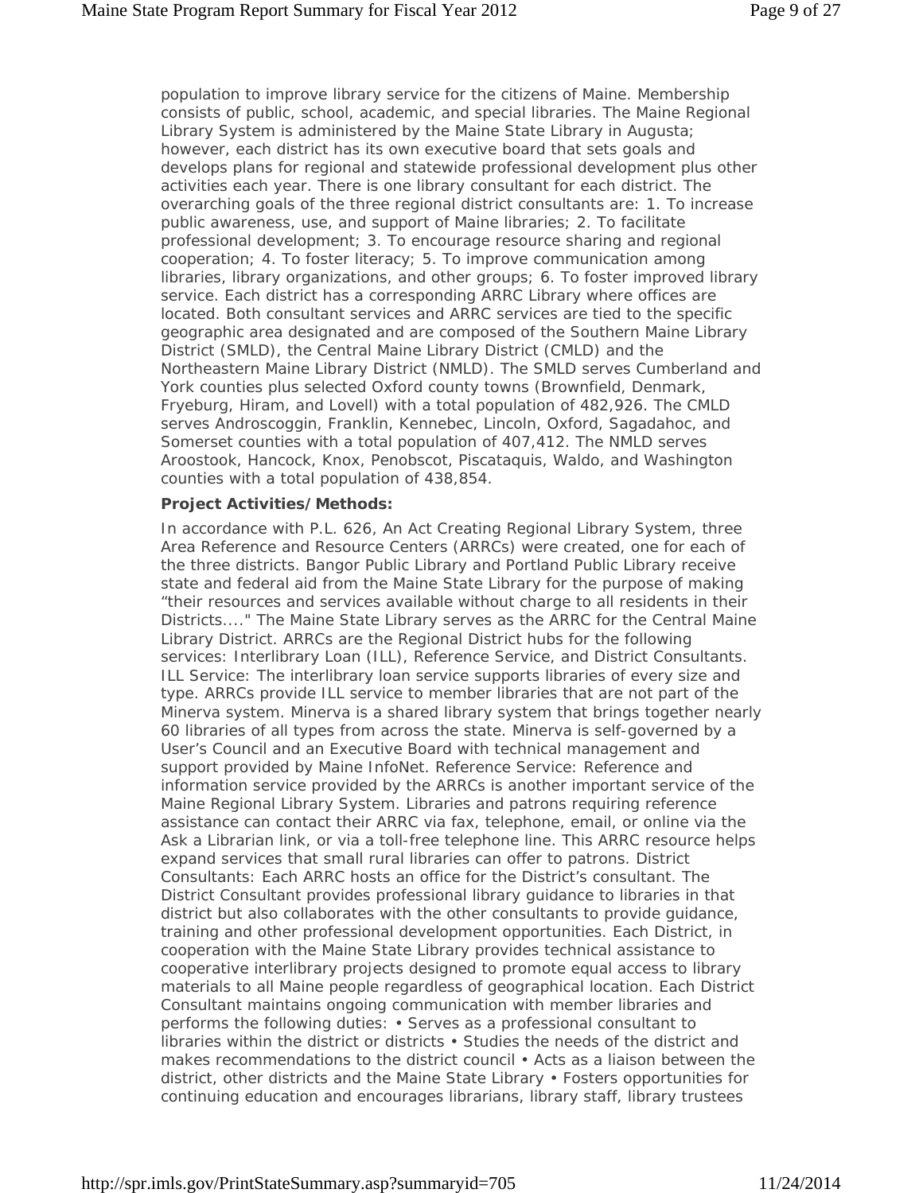population to improve library service for the citizens of Maine. Membership consists of public, school, academic, and special libraries. The Maine Regional Library System is administered by the Maine State Library in Augusta; however, each district has its own executive board that sets goals and develops plans for regional and statewide professional development plus other activities each year. There is one library consultant for each district. The overarching goals of the three regional district consultants are: 1. To increase public awareness, use, and support of Maine libraries; 2. To facilitate professional development; 3. To encourage resource sharing and regional cooperation; 4. To foster literacy; 5. To improve communication among libraries, library organizations, and other groups; 6. To foster improved library service. Each district has a corresponding ARRC Library where offices are located. Both consultant services and ARRC services are tied to the specific geographic area designated and are composed of the Southern Maine Library District (SMLD), the Central Maine Library District (CMLD) and the Northeastern Maine Library District (NMLD). The SMLD serves Cumberland and York counties plus selected Oxford county towns (Brownfield, Denmark, Fryeburg, Hiram, and Lovell) with a total population of 482,926. The CMLD serves Androscoggin, Franklin, Kennebec, Lincoln, Oxford, Sagadahoc, and Somerset counties with a total population of 407,412. The NMLD serves Aroostook, Hancock, Knox, Penobscot, Piscataquis, Waldo, and Washington counties with a total population of 438,854.

**Project Activities/Methods:**

In accordance with P.L. 626, An Act Creating Regional Library System, three Area Reference and Resource Centers (ARRCs) were created, one for each of the three districts. Bangor Public Library and Portland Public Library receive state and federal aid from the Maine State Library for the purpose of making "their resources and services available without charge to all residents in their Districts...." The Maine State Library serves as the ARRC for the Central Maine Library District. ARRCs are the Regional District hubs for the following services: Interlibrary Loan (ILL), Reference Service, and District Consultants. ILL Service: The interlibrary loan service supports libraries of every size and type. ARRCs provide ILL service to member libraries that are not part of the Minerva system. Minerva is a shared library system that brings together nearly 60 libraries of all types from across the state. Minerva is self-governed by a User's Council and an Executive Board with technical management and support provided by Maine InfoNet. Reference Service: Reference and information service provided by the ARRCs is another important service of the Maine Regional Library System. Libraries and patrons requiring reference assistance can contact their ARRC via fax, telephone, email, or online via the Ask a Librarian link, or via a toll-free telephone line. This ARRC resource helps expand services that small rural libraries can offer to patrons. District Consultants: Each ARRC hosts an office for the District's consultant. The District Consultant provides professional library guidance to libraries in that district but also collaborates with the other consultants to provide guidance, training and other professional development opportunities. Each District, in cooperation with the Maine State Library provides technical assistance to cooperative interlibrary projects designed to promote equal access to library materials to all Maine people regardless of geographical location. Each District Consultant maintains ongoing communication with member libraries and performs the following duties: • Serves as a professional consultant to libraries within the district or districts • Studies the needs of the district and makes recommendations to the district council • Acts as a liaison between the district, other districts and the Maine State Library • Fosters opportunities for continuing education and encourages librarians, library staff, library trustees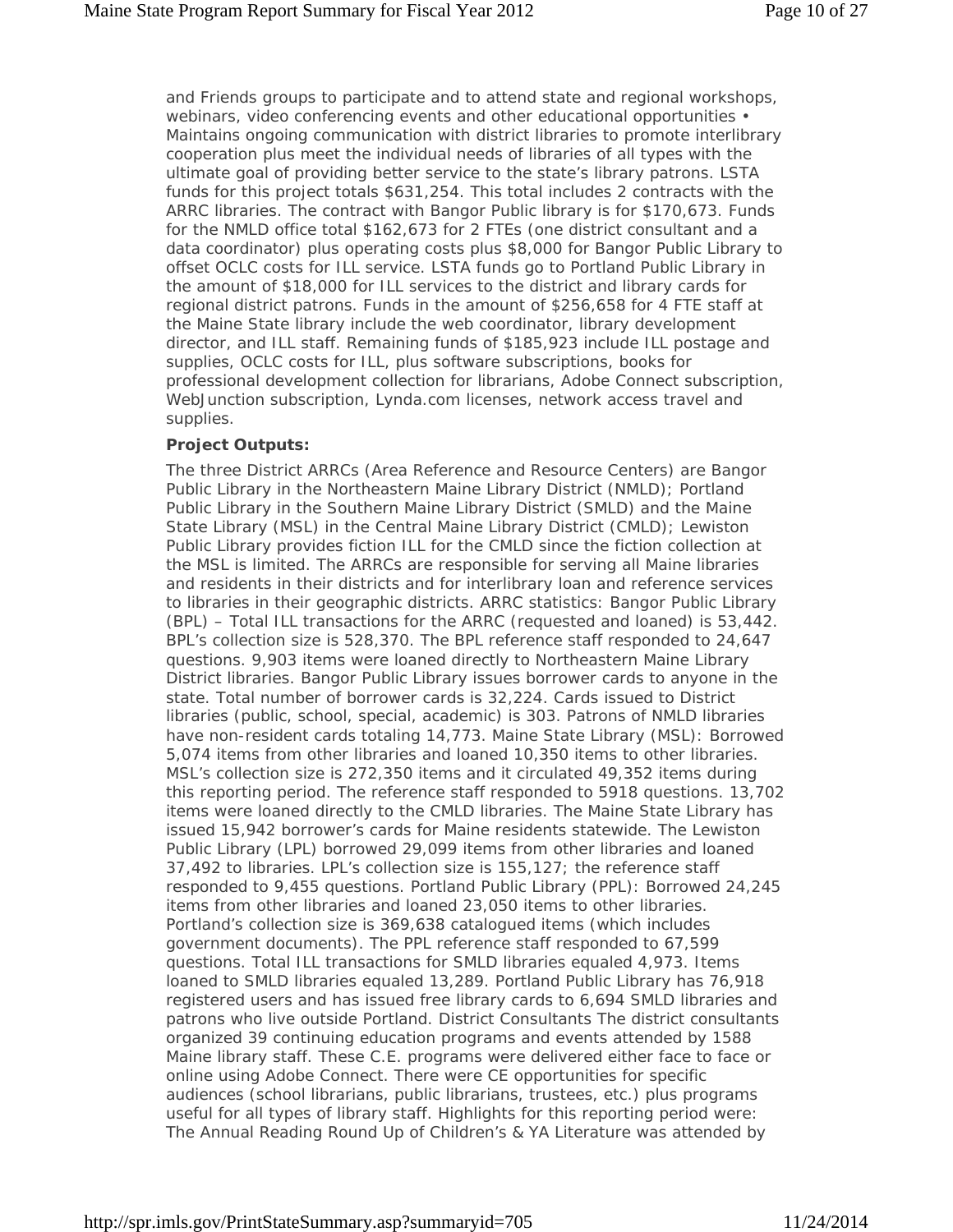and Friends groups to participate and to attend state and regional workshops, webinars, video conferencing events and other educational opportunities • Maintains ongoing communication with district libraries to promote interlibrary cooperation plus meet the individual needs of libraries of all types with the ultimate goal of providing better service to the state's library patrons. LSTA funds for this project totals $631,254. This total includes 2 contracts with the ARRC libraries. The contract with Bangor Public library is for $170,673. Funds for the NMLD office total $162,673 for 2 FTEs (one district consultant and a data coordinator) plus operating costs plus $8,000 for Bangor Public Library to offset OCLC costs for ILL service. LSTA funds go to Portland Public Library in the amount of $18,000 for ILL services to the district and library cards for regional district patrons. Funds in the amount of $256,658 for 4 FTE staff at the Maine State library include the web coordinator, library development director, and ILL staff. Remaining funds of $185,923 include ILL postage and supplies, OCLC costs for ILL, plus software subscriptions, books for professional development collection for librarians, Adobe Connect subscription, WebJunction subscription, Lynda.com licenses, network access travel and supplies.

**Project Outputs:**

The three District ARRCs (Area Reference and Resource Centers) are Bangor Public Library in the Northeastern Maine Library District (NMLD); Portland Public Library in the Southern Maine Library District (SMLD) and the Maine State Library (MSL) in the Central Maine Library District (CMLD); Lewiston Public Library provides fiction ILL for the CMLD since the fiction collection at the MSL is limited. The ARRCs are responsible for serving all Maine libraries and residents in their districts and for interlibrary loan and reference services to libraries in their geographic districts. ARRC statistics: Bangor Public Library (BPL) – Total ILL transactions for the ARRC (requested and loaned) is 53,442. BPL's collection size is 528,370. The BPL reference staff responded to 24,647 questions. 9,903 items were loaned directly to Northeastern Maine Library District libraries. Bangor Public Library issues borrower cards to anyone in the state. Total number of borrower cards is 32,224. Cards issued to District libraries (public, school, special, academic) is 303. Patrons of NMLD libraries have non-resident cards totaling 14,773. Maine State Library (MSL): Borrowed 5,074 items from other libraries and loaned 10,350 items to other libraries. MSL's collection size is 272,350 items and it circulated 49,352 items during this reporting period. The reference staff responded to 5918 questions. 13,702 items were loaned directly to the CMLD libraries. The Maine State Library has issued 15,942 borrower's cards for Maine residents statewide. The Lewiston Public Library (LPL) borrowed 29,099 items from other libraries and loaned 37,492 to libraries. LPL's collection size is 155,127; the reference staff responded to 9,455 questions. Portland Public Library (PPL): Borrowed 24,245 items from other libraries and loaned 23,050 items to other libraries. Portland's collection size is 369,638 catalogued items (which includes government documents). The PPL reference staff responded to 67,599 questions. Total ILL transactions for SMLD libraries equaled 4,973. Items loaned to SMLD libraries equaled 13,289. Portland Public Library has 76,918 registered users and has issued free library cards to 6,694 SMLD libraries and patrons who live outside Portland. District Consultants The district consultants organized 39 continuing education programs and events attended by 1588 Maine library staff. These C.E. programs were delivered either face to face or online using Adobe Connect. There were CE opportunities for specific audiences (school librarians, public librarians, trustees, etc.) plus programs useful for all types of library staff. Highlights for this reporting period were: The Annual Reading Round Up of Children's & YA Literature was attended by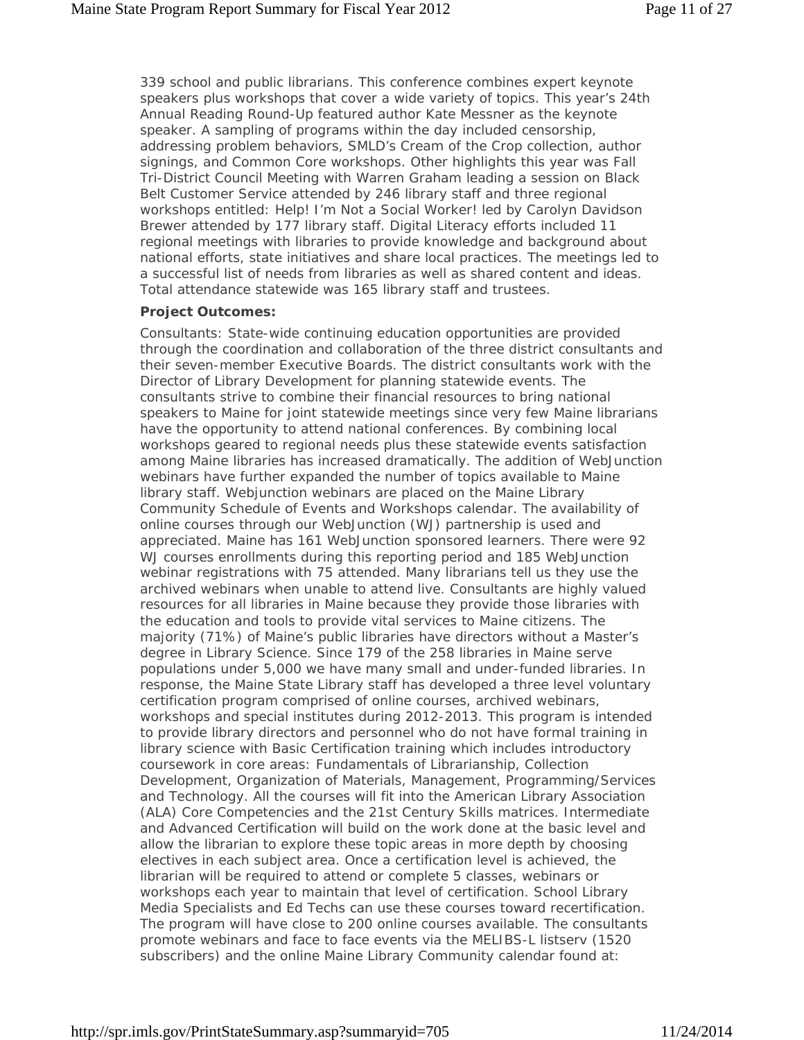339 school and public librarians. This conference combines expert keynote speakers plus workshops that cover a wide variety of topics. This year's 24th Annual Reading Round-Up featured author Kate Messner as the keynote speaker. A sampling of programs within the day included censorship, addressing problem behaviors, SMLD's Cream of the Crop collection, author signings, and Common Core workshops. Other highlights this year was Fall Tri-District Council Meeting with Warren Graham leading a session on Black Belt Customer Service attended by 246 library staff and three regional workshops entitled: Help! I'm Not a Social Worker! led by Carolyn Davidson Brewer attended by 177 library staff. Digital Literacy efforts included 11 regional meetings with libraries to provide knowledge and background about national efforts, state initiatives and share local practices. The meetings led to a successful list of needs from libraries as well as shared content and ideas. Total attendance statewide was 165 library staff and trustees.

**Project Outcomes:**

Consultants: State-wide continuing education opportunities are provided through the coordination and collaboration of the three district consultants and their seven-member Executive Boards. The district consultants work with the Director of Library Development for planning statewide events. The consultants strive to combine their financial resources to bring national speakers to Maine for joint statewide meetings since very few Maine librarians have the opportunity to attend national conferences. By combining local workshops geared to regional needs plus these statewide events satisfaction among Maine libraries has increased dramatically. The addition of WebJunction webinars have further expanded the number of topics available to Maine library staff. Webjunction webinars are placed on the Maine Library Community Schedule of Events and Workshops calendar. The availability of online courses through our WebJunction (WJ) partnership is used and appreciated. Maine has 161 WebJunction sponsored learners. There were 92 WJ courses enrollments during this reporting period and 185 WebJunction webinar registrations with 75 attended. Many librarians tell us they use the archived webinars when unable to attend live. Consultants are highly valued resources for all libraries in Maine because they provide those libraries with the education and tools to provide vital services to Maine citizens. The majority (71%) of Maine's public libraries have directors without a Master's degree in Library Science. Since 179 of the 258 libraries in Maine serve populations under 5,000 we have many small and under-funded libraries. In response, the Maine State Library staff has developed a three level voluntary certification program comprised of online courses, archived webinars, workshops and special institutes during 2012-2013. This program is intended to provide library directors and personnel who do not have formal training in library science with Basic Certification training which includes introductory coursework in core areas: Fundamentals of Librarianship, Collection Development, Organization of Materials, Management, Programming/Services and Technology. All the courses will fit into the American Library Association (ALA) Core Competencies and the 21st Century Skills matrices. Intermediate and Advanced Certification will build on the work done at the basic level and allow the librarian to explore these topic areas in more depth by choosing electives in each subject area. Once a certification level is achieved, the librarian will be required to attend or complete 5 classes, webinars or workshops each year to maintain that level of certification. School Library Media Specialists and Ed Techs can use these courses toward recertification. The program will have close to 200 online courses available. The consultants promote webinars and face to face events via the MELIBS-L listserv (1520 subscribers) and the online Maine Library Community calendar found at: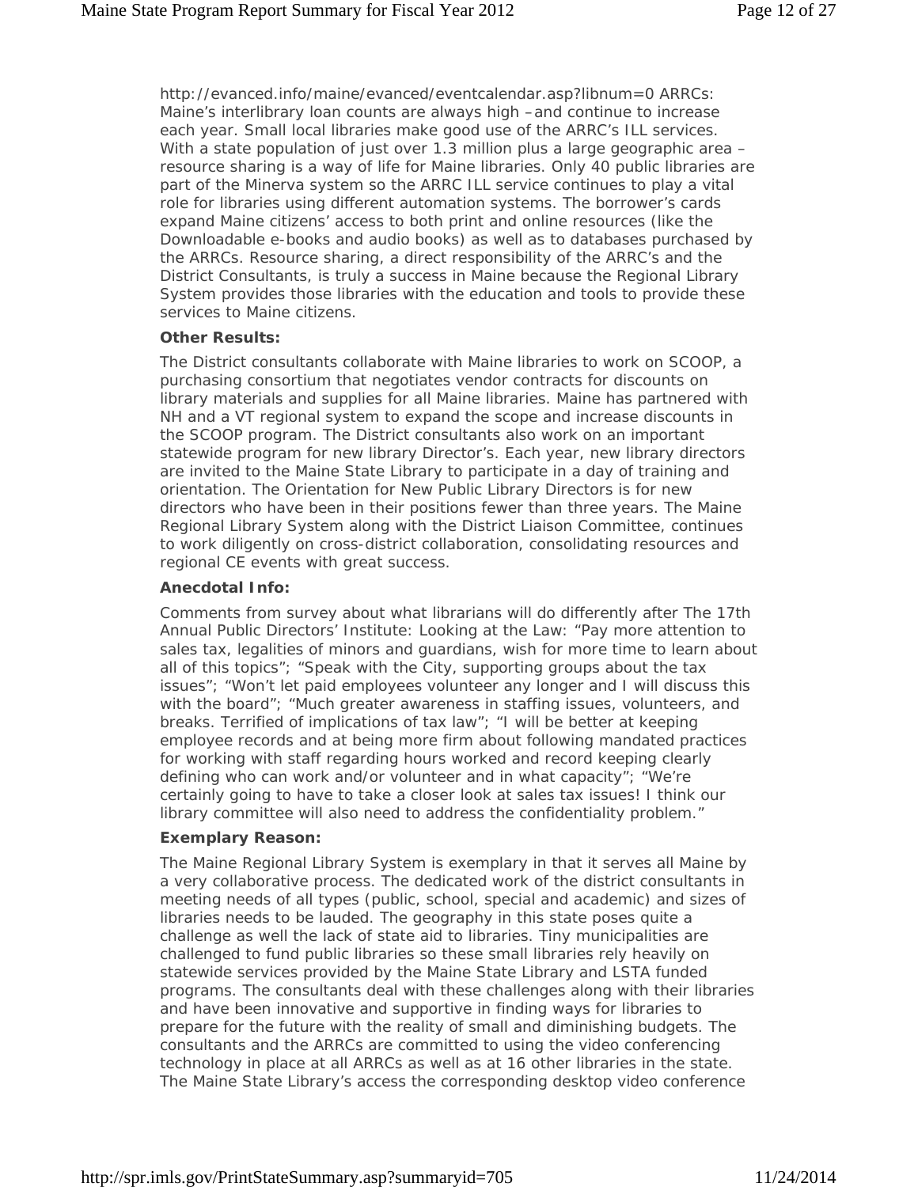http://evanced.info/maine/evanced/eventcalendar.asp?libnum=0 ARRCs: Maine's interlibrary loan counts are always high –and continue to increase each year. Small local libraries make good use of the ARRC's ILL services. With a state population of just over 1.3 million plus a large geographic area – resource sharing is a way of life for Maine libraries. Only 40 public libraries are part of the Minerva system so the ARRC ILL service continues to play a vital role for libraries using different automation systems. The borrower's cards expand Maine citizens' access to both print and online resources (like the Downloadable e-books and audio books) as well as to databases purchased by the ARRCs. Resource sharing, a direct responsibility of the ARRC's and the District Consultants, is truly a success in Maine because the Regional Library System provides those libraries with the education and tools to provide these services to Maine citizens.

**Other Results:**

The District consultants collaborate with Maine libraries to work on SCOOP, a purchasing consortium that negotiates vendor contracts for discounts on library materials and supplies for all Maine libraries. Maine has partnered with NH and a VT regional system to expand the scope and increase discounts in the SCOOP program. The District consultants also work on an important statewide program for new library Director's. Each year, new library directors are invited to the Maine State Library to participate in a day of training and orientation. The Orientation for New Public Library Directors is for new directors who have been in their positions fewer than three years. The Maine Regional Library System along with the District Liaison Committee, continues to work diligently on cross-district collaboration, consolidating resources and regional CE events with great success.

**Anecdotal Info:**

Comments from survey about what librarians will do differently after The 17th Annual Public Directors' Institute: Looking at the Law: "Pay more attention to sales tax, legalities of minors and guardians, wish for more time to learn about all of this topics"; "Speak with the City, supporting groups about the tax issues"; "Won't let paid employees volunteer any longer and I will discuss this with the board"; "Much greater awareness in staffing issues, volunteers, and breaks. Terrified of implications of tax law"; "I will be better at keeping employee records and at being more firm about following mandated practices for working with staff regarding hours worked and record keeping clearly defining who can work and/or volunteer and in what capacity"; "We're certainly going to have to take a closer look at sales tax issues! I think our library committee will also need to address the confidentiality problem."

**Exemplary Reason:**

The Maine Regional Library System is exemplary in that it serves all Maine by a very collaborative process. The dedicated work of the district consultants in meeting needs of all types (public, school, special and academic) and sizes of libraries needs to be lauded. The geography in this state poses quite a challenge as well the lack of state aid to libraries. Tiny municipalities are challenged to fund public libraries so these small libraries rely heavily on statewide services provided by the Maine State Library and LSTA funded programs. The consultants deal with these challenges along with their libraries and have been innovative and supportive in finding ways for libraries to prepare for the future with the reality of small and diminishing budgets. The consultants and the ARRCs are committed to using the video conferencing technology in place at all ARRCs as well as at 16 other libraries in the state. The Maine State Library's access the corresponding desktop video conference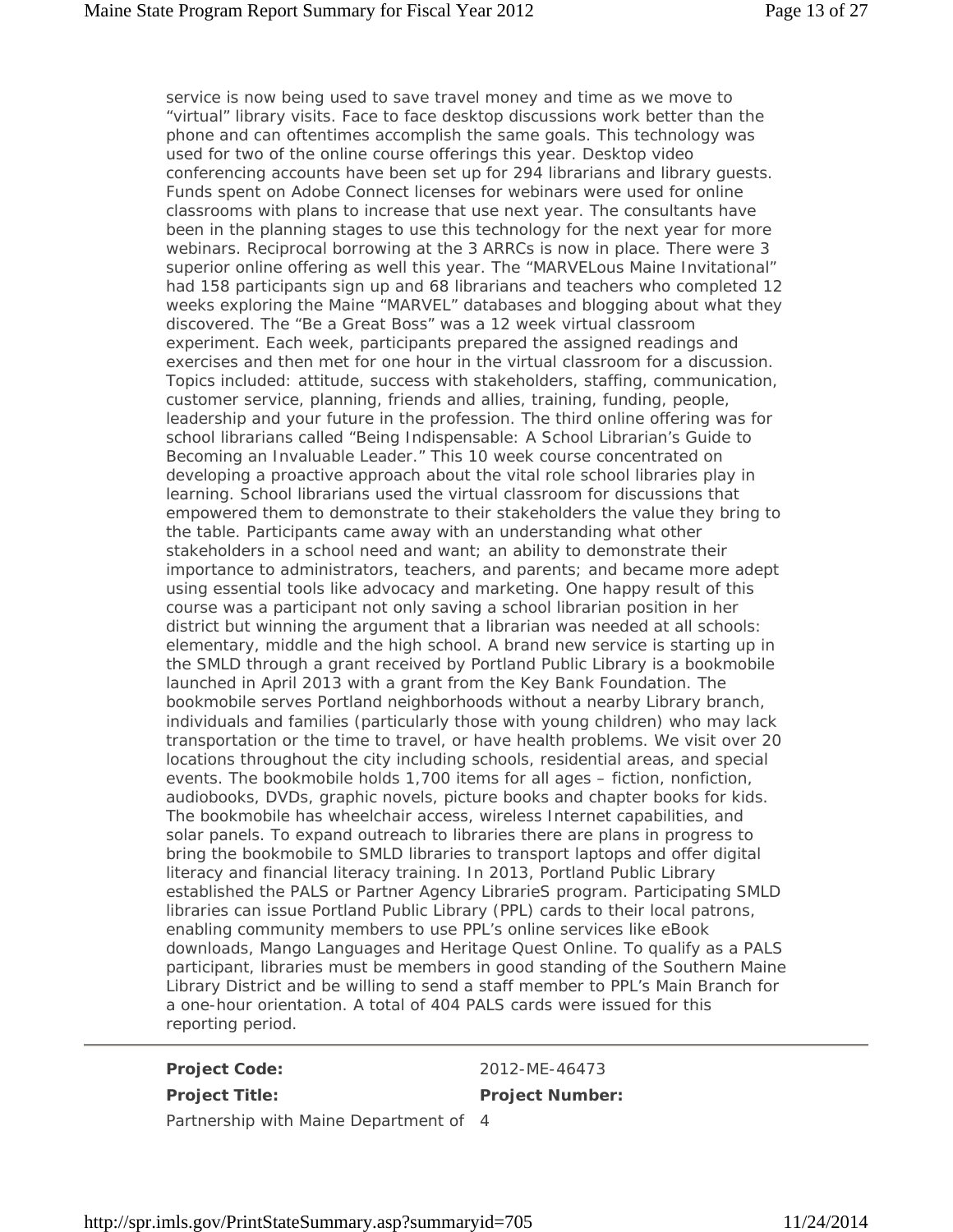service is now being used to save travel money and time as we move to "virtual" library visits. Face to face desktop discussions work better than the phone and can oftentimes accomplish the same goals. This technology was used for two of the online course offerings this year. Desktop video conferencing accounts have been set up for 294 librarians and library guests. Funds spent on Adobe Connect licenses for webinars were used for online classrooms with plans to increase that use next year. The consultants have been in the planning stages to use this technology for the next year for more webinars. Reciprocal borrowing at the 3 ARRCs is now in place. There were 3 superior online offering as well this year. The "MARVELous Maine Invitational" had 158 participants sign up and 68 librarians and teachers who completed 12 weeks exploring the Maine "MARVEL" databases and blogging about what they discovered. The "Be a Great Boss" was a 12 week virtual classroom experiment. Each week, participants prepared the assigned readings and exercises and then met for one hour in the virtual classroom for a discussion. Topics included: attitude, success with stakeholders, staffing, communication, customer service, planning, friends and allies, training, funding, people, leadership and your future in the profession. The third online offering was for school librarians called "Being Indispensable: A School Librarian's Guide to Becoming an Invaluable Leader." This 10 week course concentrated on developing a proactive approach about the vital role school libraries play in learning. School librarians used the virtual classroom for discussions that empowered them to demonstrate to their stakeholders the value they bring to the table. Participants came away with an understanding what other stakeholders in a school need and want; an ability to demonstrate their importance to administrators, teachers, and parents; and became more adept using essential tools like advocacy and marketing. One happy result of this course was a participant not only saving a school librarian position in her district but winning the argument that a librarian was needed at all schools: elementary, middle and the high school. A brand new service is starting up in the SMLD through a grant received by Portland Public Library is a bookmobile launched in April 2013 with a grant from the Key Bank Foundation. The bookmobile serves Portland neighborhoods without a nearby Library branch, individuals and families (particularly those with young children) who may lack transportation or the time to travel, or have health problems. We visit over 20 locations throughout the city including schools, residential areas, and special events. The bookmobile holds 1,700 items for all ages – fiction, nonfiction, audiobooks, DVDs, graphic novels, picture books and chapter books for kids. The bookmobile has wheelchair access, wireless Internet capabilities, and solar panels. To expand outreach to libraries there are plans in progress to bring the bookmobile to SMLD libraries to transport laptops and offer digital literacy and financial literacy training. In 2013, Portland Public Library established the PALS or Partner Agency LibrarieS program. Participating SMLD libraries can issue Portland Public Library (PPL) cards to their local patrons, enabling community members to use PPL's online services like eBook downloads, Mango Languages and Heritage Quest Online. To qualify as a PALS participant, libraries must be members in good standing of the Southern Maine Library District and be willing to send a staff member to PPL's Main Branch for a one-hour orientation. A total of 404 PALS cards were issued for this reporting period.

---

**Project Code:** 2012-ME-46473

**Project Title:** Partnership with Maine Department of

**Project Number:** 4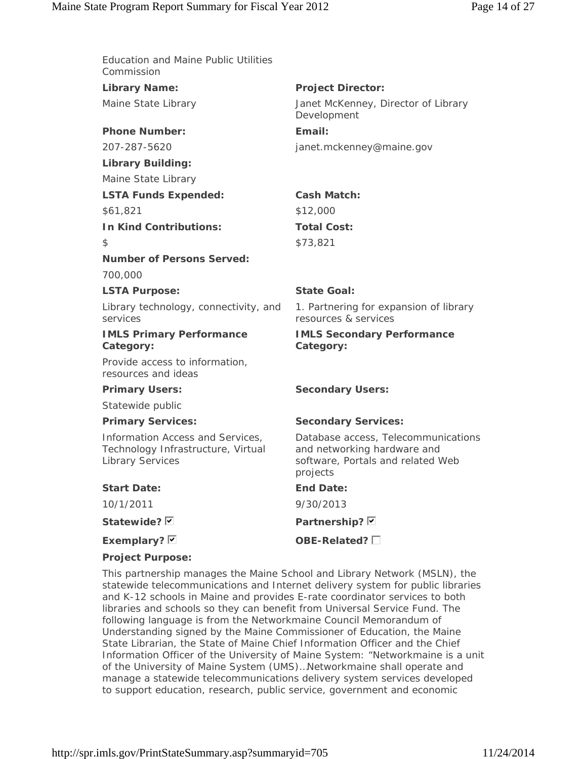Education and Maine Public Utilities Commission

**Library Name:**

Maine State Library

**Project Director:**

Janet McKenney, Director of Library Development

**Phone Number:**

207-287-5620

**Email:**

janet.mckenney@maine.gov

**Library Building:**

Maine State Library

**LSTA Funds Expended:**

$61,821

**Cash Match:**

$12,000

**In Kind Contributions:**

$

**Total Cost:**

$73,821

**Number of Persons Served:**

700,000

**LSTA Purpose:**

Library technology, connectivity, and services

**State Goal:**

1. Partnering for expansion of library resources & services

**IMLS Primary Performance Category:**

Provide access to information, resources and ideas

**IMLS Secondary Performance Category:**

**Primary Users:**

Statewide public

**Secondary Users:**

**Primary Services:**

Information Access and Services, Technology Infrastructure, Virtual Library Services

**Secondary Services:**

Database access, Telecommunications and networking hardware and software, Portals and related Web projects

**Start Date:**

10/1/2011

**End Date:**

9/30/2013

**Statewide?** ☑

**Partnership?** ☑

**Exemplary?** ☑

**OBE-Related?** ☐

**Project Purpose:**

This partnership manages the Maine School and Library Network (MSLN), the statewide telecommunications and Internet delivery system for public libraries and K-12 schools in Maine and provides E-rate coordinator services to both libraries and schools so they can benefit from Universal Service Fund. The following language is from the Networkmaine Council Memorandum of Understanding signed by the Maine Commissioner of Education, the Maine State Librarian, the State of Maine Chief Information Officer and the Chief Information Officer of the University of Maine System: "Networkmaine is a unit of the University of Maine System (UMS)…Networkmaine shall operate and manage a statewide telecommunications delivery system services developed to support education, research, public service, government and economic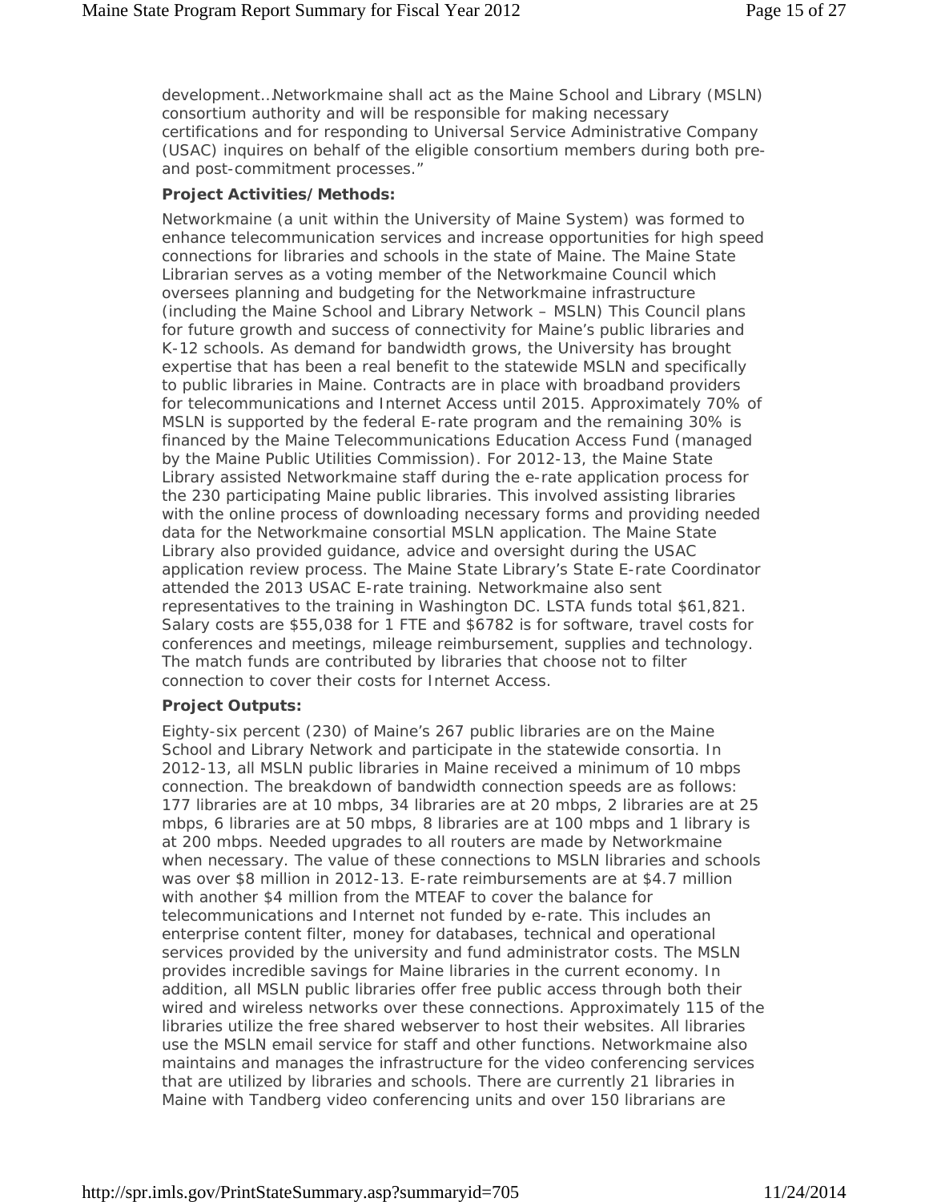development…Networkmaine shall act as the Maine School and Library (MSLN) consortium authority and will be responsible for making necessary certifications and for responding to Universal Service Administrative Company (USAC) inquires on behalf of the eligible consortium members during both pre- and post-commitment processes."

**Project Activities/Methods:**

Networkmaine (a unit within the University of Maine System) was formed to enhance telecommunication services and increase opportunities for high speed connections for libraries and schools in the state of Maine. The Maine State Librarian serves as a voting member of the Networkmaine Council which oversees planning and budgeting for the Networkmaine infrastructure (including the Maine School and Library Network – MSLN) This Council plans for future growth and success of connectivity for Maine's public libraries and K-12 schools. As demand for bandwidth grows, the University has brought expertise that has been a real benefit to the statewide MSLN and specifically to public libraries in Maine. Contracts are in place with broadband providers for telecommunications and Internet Access until 2015. Approximately 70% of MSLN is supported by the federal E-rate program and the remaining 30% is financed by the Maine Telecommunications Education Access Fund (managed by the Maine Public Utilities Commission). For 2012-13, the Maine State Library assisted Networkmaine staff during the e-rate application process for the 230 participating Maine public libraries. This involved assisting libraries with the online process of downloading necessary forms and providing needed data for the Networkmaine consortial MSLN application. The Maine State Library also provided guidance, advice and oversight during the USAC application review process. The Maine State Library's State E-rate Coordinator attended the 2013 USAC E-rate training. Networkmaine also sent representatives to the training in Washington DC. LSTA funds total $61,821. Salary costs are $55,038 for 1 FTE and $6782 is for software, travel costs for conferences and meetings, mileage reimbursement, supplies and technology. The match funds are contributed by libraries that choose not to filter connection to cover their costs for Internet Access.

**Project Outputs:**

Eighty-six percent (230) of Maine's 267 public libraries are on the Maine School and Library Network and participate in the statewide consortia. In 2012-13, all MSLN public libraries in Maine received a minimum of 10 mbps connection. The breakdown of bandwidth connection speeds are as follows: 177 libraries are at 10 mbps, 34 libraries are at 20 mbps, 2 libraries are at 25 mbps, 6 libraries are at 50 mbps, 8 libraries are at 100 mbps and 1 library is at 200 mbps. Needed upgrades to all routers are made by Networkmaine when necessary. The value of these connections to MSLN libraries and schools was over $8 million in 2012-13. E-rate reimbursements are at $4.7 million with another $4 million from the MTEAF to cover the balance for telecommunications and Internet not funded by e-rate. This includes an enterprise content filter, money for databases, technical and operational services provided by the university and fund administrator costs. The MSLN provides incredible savings for Maine libraries in the current economy. In addition, all MSLN public libraries offer free public access through both their wired and wireless networks over these connections. Approximately 115 of the libraries utilize the free shared webserver to host their websites. All libraries use the MSLN email service for staff and other functions. Networkmaine also maintains and manages the infrastructure for the video conferencing services that are utilized by libraries and schools. There are currently 21 libraries in Maine with Tandberg video conferencing units and over 150 librarians are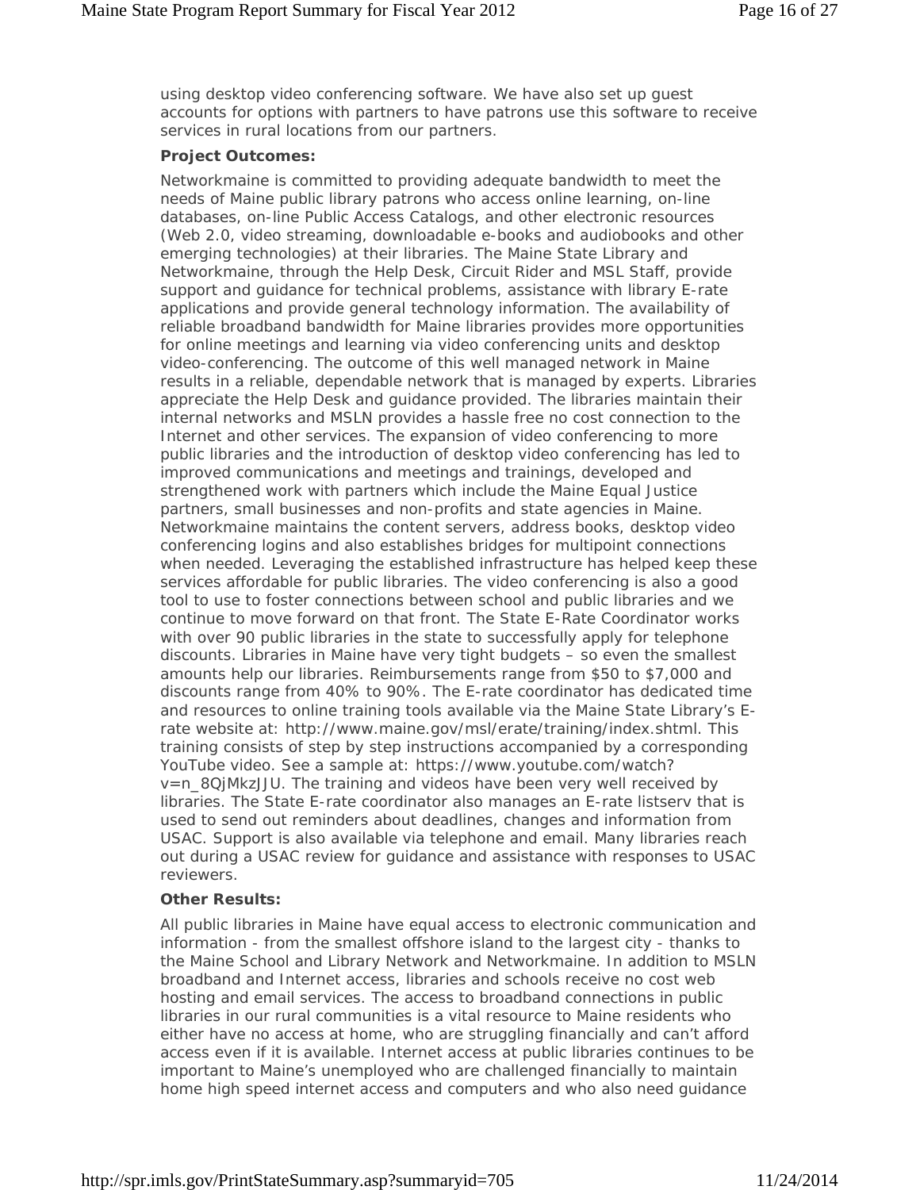using desktop video conferencing software. We have also set up guest accounts for options with partners to have patrons use this software to receive services in rural locations from our partners.

**Project Outcomes:**

Networkmaine is committed to providing adequate bandwidth to meet the needs of Maine public library patrons who access online learning, on-line databases, on-line Public Access Catalogs, and other electronic resources (Web 2.0, video streaming, downloadable e-books and audiobooks and other emerging technologies) at their libraries. The Maine State Library and Networkmaine, through the Help Desk, Circuit Rider and MSL Staff, provide support and guidance for technical problems, assistance with library E-rate applications and provide general technology information. The availability of reliable broadband bandwidth for Maine libraries provides more opportunities for online meetings and learning via video conferencing units and desktop video-conferencing. The outcome of this well managed network in Maine results in a reliable, dependable network that is managed by experts. Libraries appreciate the Help Desk and guidance provided. The libraries maintain their internal networks and MSLN provides a hassle free no cost connection to the Internet and other services. The expansion of video conferencing to more public libraries and the introduction of desktop video conferencing has led to improved communications and meetings and trainings, developed and strengthened work with partners which include the Maine Equal Justice partners, small businesses and non-profits and state agencies in Maine. Networkmaine maintains the content servers, address books, desktop video conferencing logins and also establishes bridges for multipoint connections when needed. Leveraging the established infrastructure has helped keep these services affordable for public libraries. The video conferencing is also a good tool to use to foster connections between school and public libraries and we continue to move forward on that front. The State E-Rate Coordinator works with over 90 public libraries in the state to successfully apply for telephone discounts. Libraries in Maine have very tight budgets – so even the smallest amounts help our libraries. Reimbursements range from $50 to $7,000 and discounts range from 40% to 90%. The E-rate coordinator has dedicated time and resources to online training tools available via the Maine State Library's E-rate website at: http://www.maine.gov/msl/erate/training/index.shtml. This training consists of step by step instructions accompanied by a corresponding YouTube video. See a sample at: https://www.youtube.com/watch?v=n_8QjMkzJJU. The training and videos have been very well received by libraries. The State E-rate coordinator also manages an E-rate listserv that is used to send out reminders about deadlines, changes and information from USAC. Support is also available via telephone and email. Many libraries reach out during a USAC review for guidance and assistance with responses to USAC reviewers.

**Other Results:**

All public libraries in Maine have equal access to electronic communication and information - from the smallest offshore island to the largest city - thanks to the Maine School and Library Network and Networkmaine. In addition to MSLN broadband and Internet access, libraries and schools receive no cost web hosting and email services. The access to broadband connections in public libraries in our rural communities is a vital resource to Maine residents who either have no access at home, who are struggling financially and can't afford access even if it is available. Internet access at public libraries continues to be important to Maine's unemployed who are challenged financially to maintain home high speed internet access and computers and who also need guidance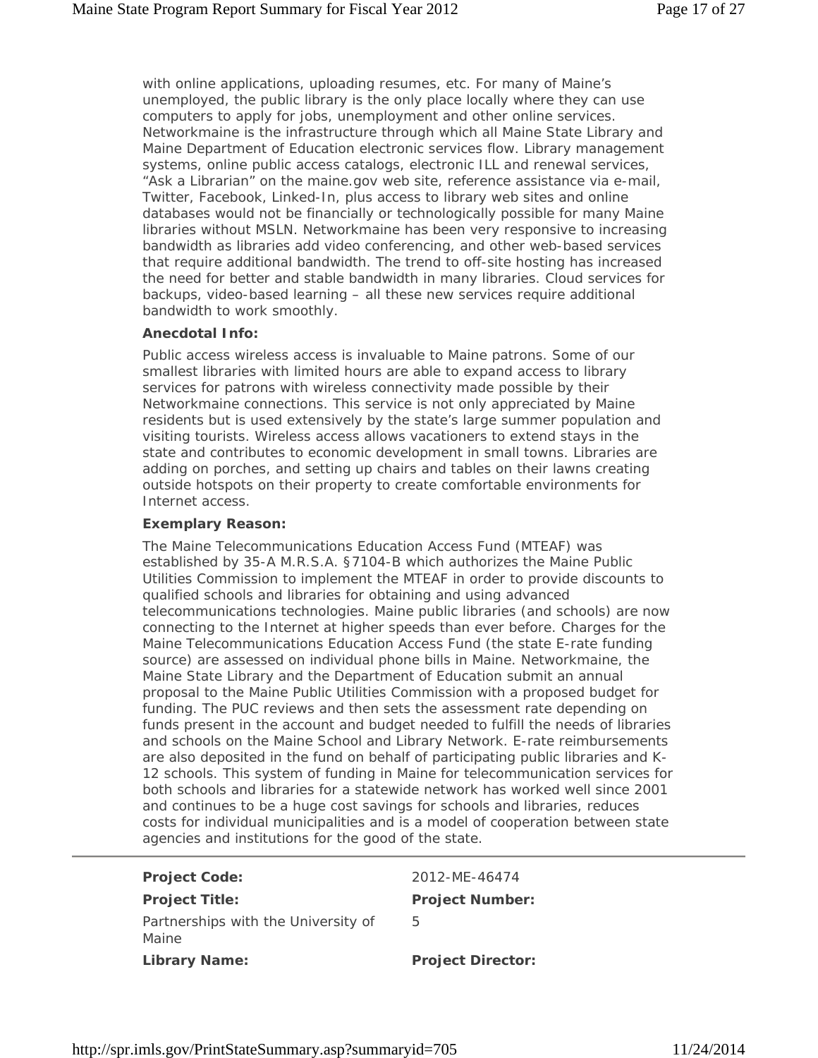with online applications, uploading resumes, etc. For many of Maine's unemployed, the public library is the only place locally where they can use computers to apply for jobs, unemployment and other online services. Networkmaine is the infrastructure through which all Maine State Library and Maine Department of Education electronic services flow. Library management systems, online public access catalogs, electronic ILL and renewal services, "Ask a Librarian" on the maine.gov web site, reference assistance via e-mail, Twitter, Facebook, Linked-In, plus access to library web sites and online databases would not be financially or technologically possible for many Maine libraries without MSLN. Networkmaine has been very responsive to increasing bandwidth as libraries add video conferencing, and other web-based services that require additional bandwidth. The trend to off-site hosting has increased the need for better and stable bandwidth in many libraries. Cloud services for backups, video-based learning – all these new services require additional bandwidth to work smoothly.

**Anecdotal Info:**

Public access wireless access is invaluable to Maine patrons. Some of our smallest libraries with limited hours are able to expand access to library services for patrons with wireless connectivity made possible by their Networkmaine connections. This service is not only appreciated by Maine residents but is used extensively by the state's large summer population and visiting tourists. Wireless access allows vacationers to extend stays in the state and contributes to economic development in small towns. Libraries are adding on porches, and setting up chairs and tables on their lawns creating outside hotspots on their property to create comfortable environments for Internet access.

**Exemplary Reason:**

The Maine Telecommunications Education Access Fund (MTEAF) was established by 35-A M.R.S.A. §7104-B which authorizes the Maine Public Utilities Commission to implement the MTEAF in order to provide discounts to qualified schools and libraries for obtaining and using advanced telecommunications technologies. Maine public libraries (and schools) are now connecting to the Internet at higher speeds than ever before. Charges for the Maine Telecommunications Education Access Fund (the state E-rate funding source) are assessed on individual phone bills in Maine. Networkmaine, the Maine State Library and the Department of Education submit an annual proposal to the Maine Public Utilities Commission with a proposed budget for funding. The PUC reviews and then sets the assessment rate depending on funds present in the account and budget needed to fulfill the needs of libraries and schools on the Maine School and Library Network. E-rate reimbursements are also deposited in the fund on behalf of participating public libraries and K-12 schools. This system of funding in Maine for telecommunication services for both schools and libraries for a statewide network has worked well since 2001 and continues to be a huge cost savings for schools and libraries, reduces costs for individual municipalities and is a model of cooperation between state agencies and institutions for the good of the state.

---

| | |
|---|---|
| **Project Code:** | 2012-ME-46474 |
| **Project Title:** | **Project Number:** |
| Partnerships with the University of Maine | 5 |
| **Library Name:** | **Project Director:** |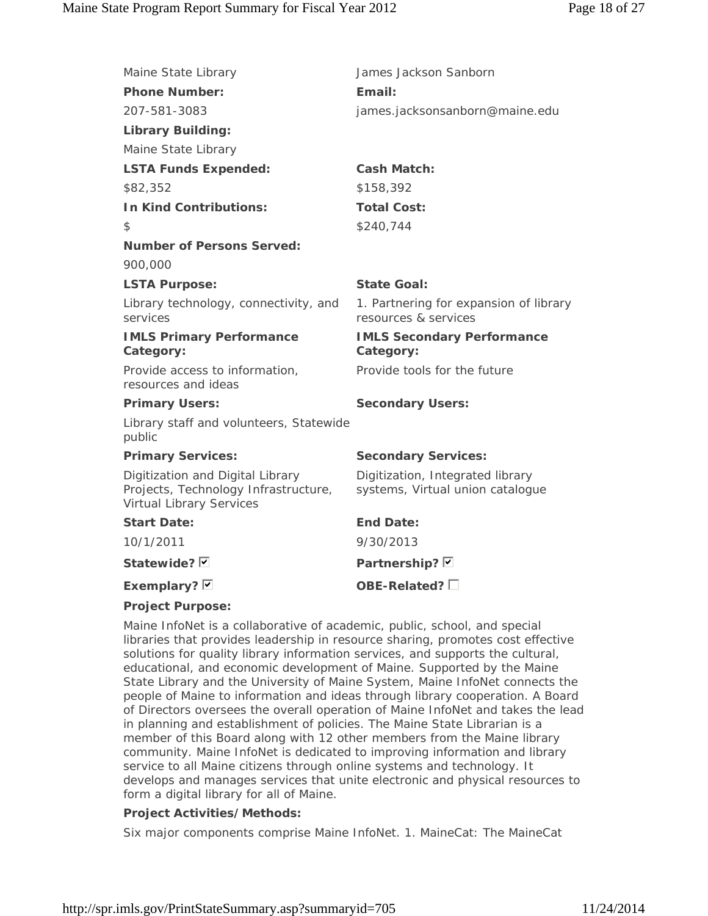| | |
|---|---|
| Maine State Library | James Jackson Sanborn |
| **Phone Number:** | **Email:** |
| 207-581-3083 | james.jacksonsanborn@maine.edu |
| **Library Building:** | |
| Maine State Library | |
| **LSTA Funds Expended:** | **Cash Match:** |
| $82,352 | $158,392 |
| **In Kind Contributions:** | **Total Cost:** |
| $ | $240,744 |
| **Number of Persons Served:** | |
| 900,000 | |
| **LSTA Purpose:** | **State Goal:** |
| Library technology, connectivity, and services | 1. Partnering for expansion of library resources & services |
| **IMLS Primary Performance Category:** | **IMLS Secondary Performance Category:** |
| Provide access to information, resources and ideas | Provide tools for the future |
| **Primary Users:** | **Secondary Users:** |
| Library staff and volunteers, Statewide public | |
| **Primary Services:** | **Secondary Services:** |
| Digitization and Digital Library Projects, Technology Infrastructure, Virtual Library Services | Digitization, Integrated library systems, Virtual union catalogue |
| **Start Date:** | **End Date:** |
| 10/1/2011 | 9/30/2013 |
| **Statewide?** ☑ | **Partnership?** ☑ |
| **Exemplary?** ☑ | **OBE-Related?** ☐ |

**Project Purpose:**

Maine InfoNet is a collaborative of academic, public, school, and special libraries that provides leadership in resource sharing, promotes cost effective solutions for quality library information services, and supports the cultural, educational, and economic development of Maine. Supported by the Maine State Library and the University of Maine System, Maine InfoNet connects the people of Maine to information and ideas through library cooperation. A Board of Directors oversees the overall operation of Maine InfoNet and takes the lead in planning and establishment of policies. The Maine State Librarian is a member of this Board along with 12 other members from the Maine library community. Maine InfoNet is dedicated to improving information and library service to all Maine citizens through online systems and technology. It develops and manages services that unite electronic and physical resources to form a digital library for all of Maine.

**Project Activities/Methods:**

Six major components comprise Maine InfoNet. 1. MaineCat: The MaineCat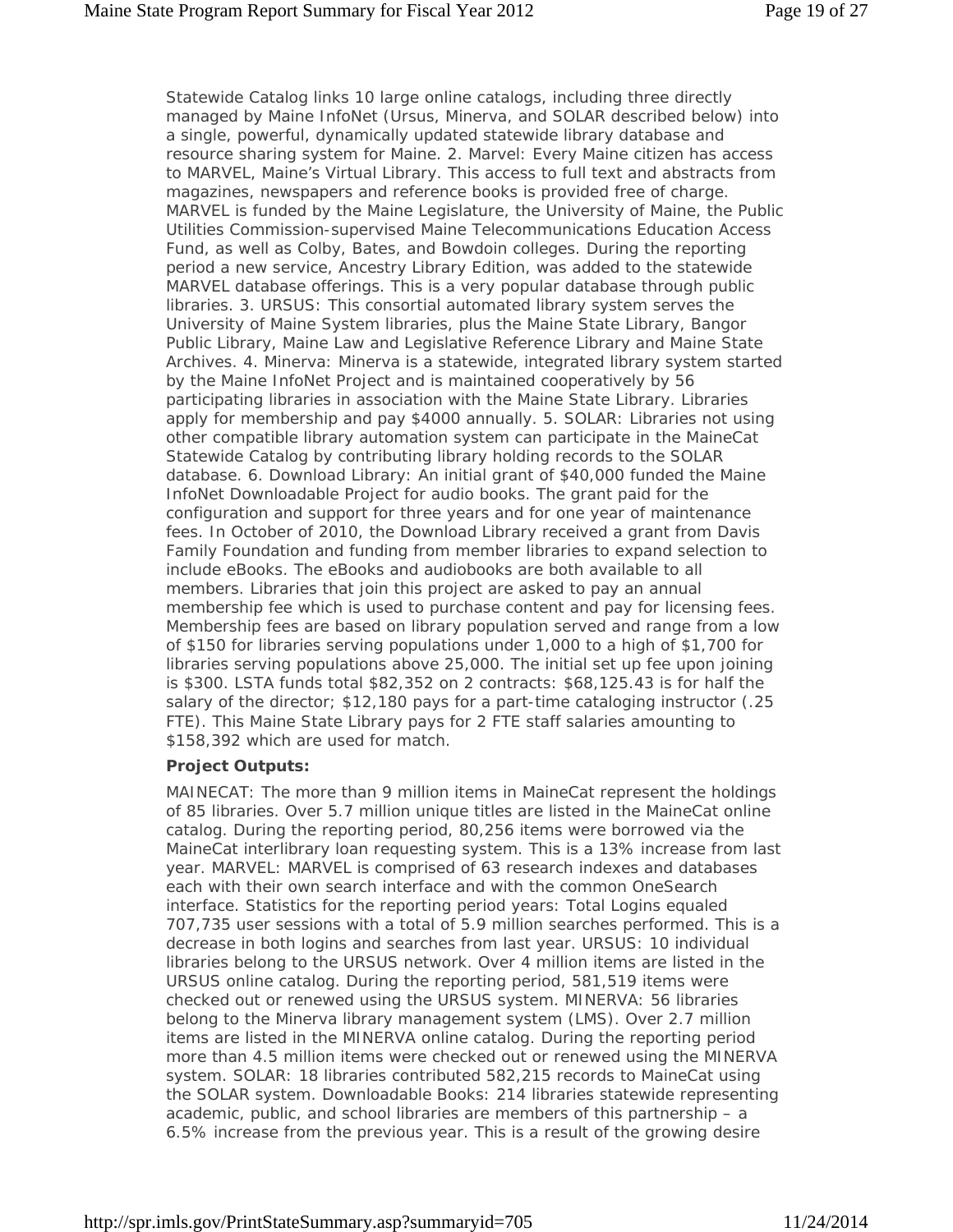Statewide Catalog links 10 large online catalogs, including three directly managed by Maine InfoNet (Ursus, Minerva, and SOLAR described below) into a single, powerful, dynamically updated statewide library database and resource sharing system for Maine. 2. Marvel: Every Maine citizen has access to MARVEL, Maine's Virtual Library. This access to full text and abstracts from magazines, newspapers and reference books is provided free of charge. MARVEL is funded by the Maine Legislature, the University of Maine, the Public Utilities Commission-supervised Maine Telecommunications Education Access Fund, as well as Colby, Bates, and Bowdoin colleges. During the reporting period a new service, Ancestry Library Edition, was added to the statewide MARVEL database offerings. This is a very popular database through public libraries. 3. URSUS: This consortial automated library system serves the University of Maine System libraries, plus the Maine State Library, Bangor Public Library, Maine Law and Legislative Reference Library and Maine State Archives. 4. Minerva: Minerva is a statewide, integrated library system started by the Maine InfoNet Project and is maintained cooperatively by 56 participating libraries in association with the Maine State Library. Libraries apply for membership and pay $4000 annually. 5. SOLAR: Libraries not using other compatible library automation system can participate in the MaineCat Statewide Catalog by contributing library holding records to the SOLAR database. 6. Download Library: An initial grant of $40,000 funded the Maine InfoNet Downloadable Project for audio books. The grant paid for the configuration and support for three years and for one year of maintenance fees. In October of 2010, the Download Library received a grant from Davis Family Foundation and funding from member libraries to expand selection to include eBooks. The eBooks and audiobooks are both available to all members. Libraries that join this project are asked to pay an annual membership fee which is used to purchase content and pay for licensing fees. Membership fees are based on library population served and range from a low of $150 for libraries serving populations under 1,000 to a high of $1,700 for libraries serving populations above 25,000. The initial set up fee upon joining is $300. LSTA funds total $82,352 on 2 contracts: $68,125.43 is for half the salary of the director; $12,180 pays for a part-time cataloging instructor (.25 FTE). This Maine State Library pays for 2 FTE staff salaries amounting to $158,392 which are used for match.

**Project Outputs:**

MAINECAT: The more than 9 million items in MaineCat represent the holdings of 85 libraries. Over 5.7 million unique titles are listed in the MaineCat online catalog. During the reporting period, 80,256 items were borrowed via the MaineCat interlibrary loan requesting system. This is a 13% increase from last year. MARVEL: MARVEL is comprised of 63 research indexes and databases each with their own search interface and with the common OneSearch interface. Statistics for the reporting period years: Total Logins equaled 707,735 user sessions with a total of 5.9 million searches performed. This is a decrease in both logins and searches from last year. URSUS: 10 individual libraries belong to the URSUS network. Over 4 million items are listed in the URSUS online catalog. During the reporting period, 581,519 items were checked out or renewed using the URSUS system. MINERVA: 56 libraries belong to the Minerva library management system (LMS). Over 2.7 million items are listed in the MINERVA online catalog. During the reporting period more than 4.5 million items were checked out or renewed using the MINERVA system. SOLAR: 18 libraries contributed 582,215 records to MaineCat using the SOLAR system. Downloadable Books: 214 libraries statewide representing academic, public, and school libraries are members of this partnership – a 6.5% increase from the previous year. This is a result of the growing desire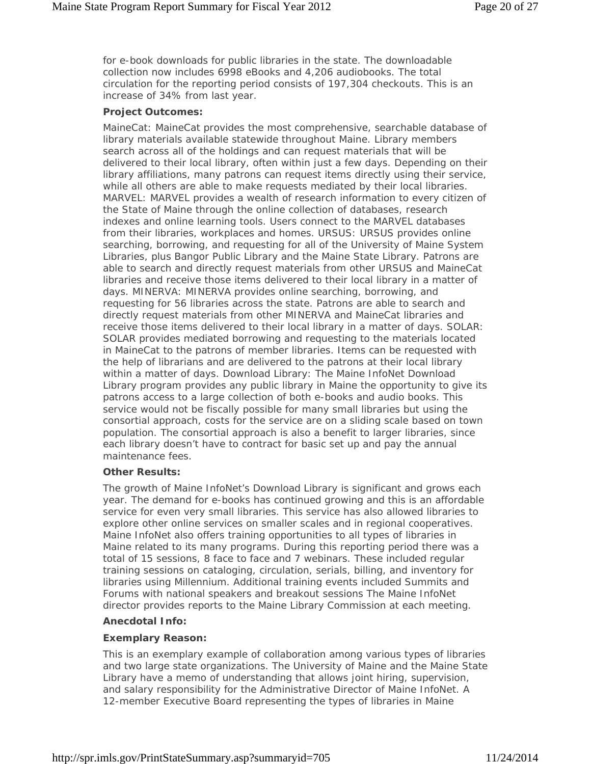for e-book downloads for public libraries in the state. The downloadable collection now includes 6998 eBooks and 4,206 audiobooks. The total circulation for the reporting period consists of 197,304 checkouts. This is an increase of 34% from last year.

**Project Outcomes:**

MaineCat: MaineCat provides the most comprehensive, searchable database of library materials available statewide throughout Maine. Library members search across all of the holdings and can request materials that will be delivered to their local library, often within just a few days. Depending on their library affiliations, many patrons can request items directly using their service, while all others are able to make requests mediated by their local libraries. MARVEL: MARVEL provides a wealth of research information to every citizen of the State of Maine through the online collection of databases, research indexes and online learning tools. Users connect to the MARVEL databases from their libraries, workplaces and homes. URSUS: URSUS provides online searching, borrowing, and requesting for all of the University of Maine System Libraries, plus Bangor Public Library and the Maine State Library. Patrons are able to search and directly request materials from other URSUS and MaineCat libraries and receive those items delivered to their local library in a matter of days. MINERVA: MINERVA provides online searching, borrowing, and requesting for 56 libraries across the state. Patrons are able to search and directly request materials from other MINERVA and MaineCat libraries and receive those items delivered to their local library in a matter of days. SOLAR: SOLAR provides mediated borrowing and requesting to the materials located in MaineCat to the patrons of member libraries. Items can be requested with the help of librarians and are delivered to the patrons at their local library within a matter of days. Download Library: The Maine InfoNet Download Library program provides any public library in Maine the opportunity to give its patrons access to a large collection of both e-books and audio books. This service would not be fiscally possible for many small libraries but using the consortial approach, costs for the service are on a sliding scale based on town population. The consortial approach is also a benefit to larger libraries, since each library doesn't have to contract for basic set up and pay the annual maintenance fees.

**Other Results:**

The growth of Maine InfoNet's Download Library is significant and grows each year. The demand for e-books has continued growing and this is an affordable service for even very small libraries. This service has also allowed libraries to explore other online services on smaller scales and in regional cooperatives. Maine InfoNet also offers training opportunities to all types of libraries in Maine related to its many programs. During this reporting period there was a total of 15 sessions, 8 face to face and 7 webinars. These included regular training sessions on cataloging, circulation, serials, billing, and inventory for libraries using Millennium. Additional training events included Summits and Forums with national speakers and breakout sessions The Maine InfoNet director provides reports to the Maine Library Commission at each meeting.

**Anecdotal Info:**

**Exemplary Reason:**

This is an exemplary example of collaboration among various types of libraries and two large state organizations. The University of Maine and the Maine State Library have a memo of understanding that allows joint hiring, supervision, and salary responsibility for the Administrative Director of Maine InfoNet. A 12-member Executive Board representing the types of libraries in Maine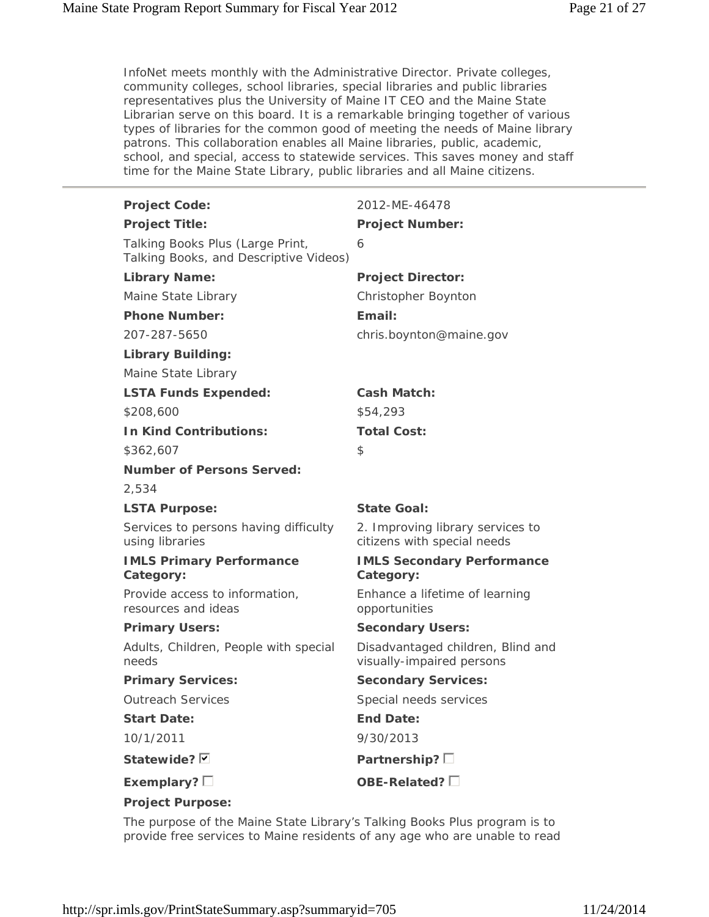InfoNet meets monthly with the Administrative Director. Private colleges, community colleges, school libraries, special libraries and public libraries representatives plus the University of Maine IT CEO and the Maine State Librarian serve on this board. It is a remarkable bringing together of various types of libraries for the common good of meeting the needs of Maine library patrons. This collaboration enables all Maine libraries, public, academic, school, and special, access to statewide services. This saves money and staff time for the Maine State Library, public libraries and all Maine citizens.

---

**Project Code:** 2012-ME-46478

**Project Title:** Talking Books Plus (Large Print, Talking Books, and Descriptive Videos)

**Project Number:** 6

**Library Name:** Maine State Library

**Project Director:** Christopher Boynton

**Phone Number:** 207-287-5650

**Email:** chris.boynton@maine.gov

**Library Building:** Maine State Library

**LSTA Funds Expended:** $208,600

**Cash Match:** $54,293

**In Kind Contributions:** $362,607

**Total Cost:** $

**Number of Persons Served:** 2,534

**LSTA Purpose:** Services to persons having difficulty using libraries

**State Goal:** 2. Improving library services to citizens with special needs

**IMLS Primary Performance Category:** Provide access to information, resources and ideas

**IMLS Secondary Performance Category:** Enhance a lifetime of learning opportunities

**Primary Users:** Adults, Children, People with special needs

**Secondary Users:** Disadvantaged children, Blind and visually-impaired persons

**Primary Services:** Outreach Services

**Secondary Services:** Special needs services

**Start Date:** 10/1/2011

**End Date:** 9/30/2013

**Statewide?** ☑

**Partnership?** ☐

**Exemplary?** ☐

**OBE-Related?** ☐

**Project Purpose:**

The purpose of the Maine State Library's Talking Books Plus program is to provide free services to Maine residents of any age who are unable to read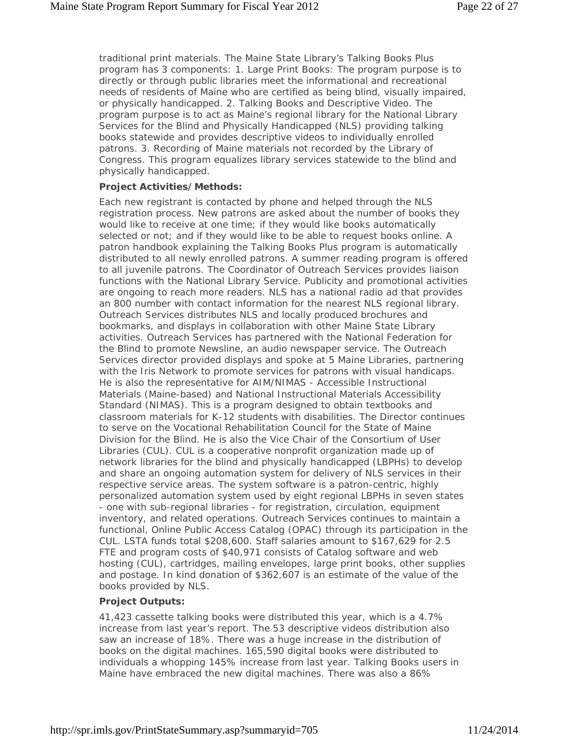traditional print materials. The Maine State Library's Talking Books Plus program has 3 components: 1. Large Print Books: The program purpose is to directly or through public libraries meet the informational and recreational needs of residents of Maine who are certified as being blind, visually impaired, or physically handicapped. 2. Talking Books and Descriptive Video. The program purpose is to act as Maine's regional library for the National Library Services for the Blind and Physically Handicapped (NLS) providing talking books statewide and provides descriptive videos to individually enrolled patrons. 3. Recording of Maine materials not recorded by the Library of Congress. This program equalizes library services statewide to the blind and physically handicapped.

**Project Activities/Methods:**

Each new registrant is contacted by phone and helped through the NLS registration process. New patrons are asked about the number of books they would like to receive at one time; if they would like books automatically selected or not; and if they would like to be able to request books online. A patron handbook explaining the Talking Books Plus program is automatically distributed to all newly enrolled patrons. A summer reading program is offered to all juvenile patrons. The Coordinator of Outreach Services provides liaison functions with the National Library Service. Publicity and promotional activities are ongoing to reach more readers. NLS has a national radio ad that provides an 800 number with contact information for the nearest NLS regional library. Outreach Services distributes NLS and locally produced brochures and bookmarks, and displays in collaboration with other Maine State Library activities. Outreach Services has partnered with the National Federation for the Blind to promote Newsline, an audio newspaper service. The Outreach Services director provided displays and spoke at 5 Maine Libraries, partnering with the Iris Network to promote services for patrons with visual handicaps. He is also the representative for AIM/NIMAS - Accessible Instructional Materials (Maine-based) and National Instructional Materials Accessibility Standard (NIMAS). This is a program designed to obtain textbooks and classroom materials for K-12 students with disabilities. The Director continues to serve on the Vocational Rehabilitation Council for the State of Maine Division for the Blind. He is also the Vice Chair of the Consortium of User Libraries (CUL). CUL is a cooperative nonprofit organization made up of network libraries for the blind and physically handicapped (LBPHs) to develop and share an ongoing automation system for delivery of NLS services in their respective service areas. The system software is a patron-centric, highly personalized automation system used by eight regional LBPHs in seven states - one with sub-regional libraries - for registration, circulation, equipment inventory, and related operations. Outreach Services continues to maintain a functional, Online Public Access Catalog (OPAC) through its participation in the CUL. LSTA funds total $208,600. Staff salaries amount to $167,629 for 2.5 FTE and program costs of $40,971 consists of Catalog software and web hosting (CUL), cartridges, mailing envelopes, large print books, other supplies and postage. In kind donation of $362,607 is an estimate of the value of the books provided by NLS.

**Project Outputs:**

41,423 cassette talking books were distributed this year, which is a 4.7% increase from last year's report. The 53 descriptive videos distribution also saw an increase of 18%. There was a huge increase in the distribution of books on the digital machines. 165,590 digital books were distributed to individuals a whopping 145% increase from last year. Talking Books users in Maine have embraced the new digital machines. There was also a 86%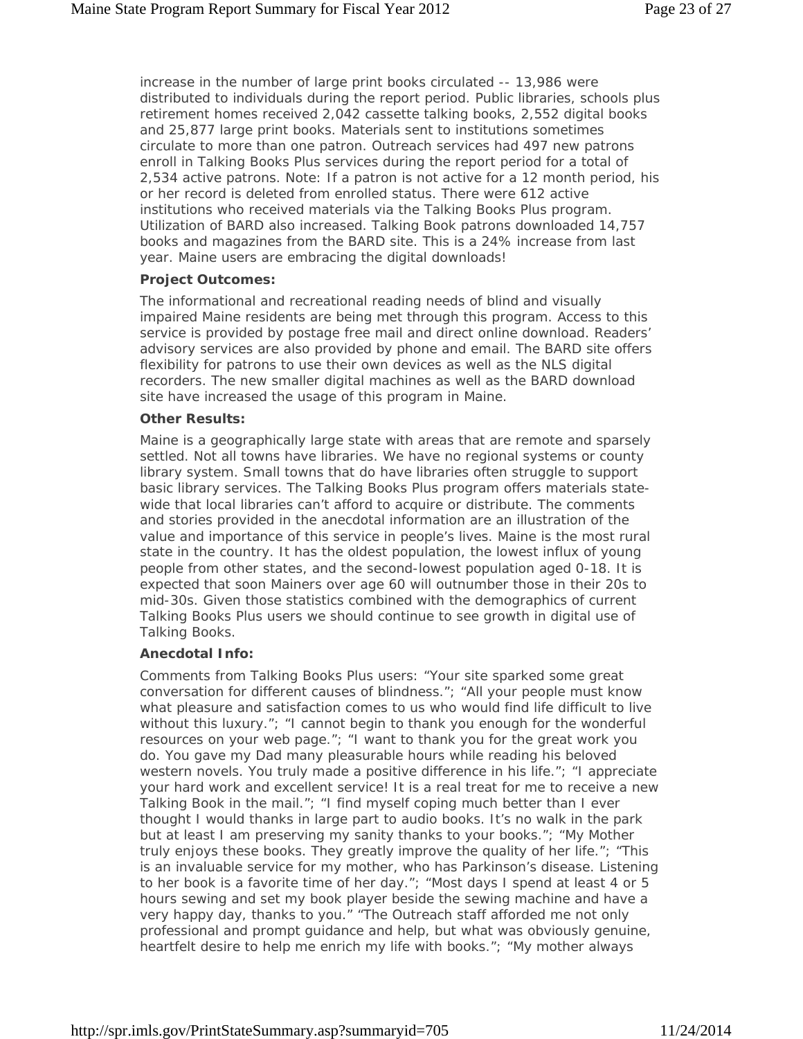increase in the number of large print books circulated -- 13,986 were distributed to individuals during the report period. Public libraries, schools plus retirement homes received 2,042 cassette talking books, 2,552 digital books and 25,877 large print books. Materials sent to institutions sometimes circulate to more than one patron. Outreach services had 497 new patrons enroll in Talking Books Plus services during the report period for a total of 2,534 active patrons. Note: If a patron is not active for a 12 month period, his or her record is deleted from enrolled status. There were 612 active institutions who received materials via the Talking Books Plus program. Utilization of BARD also increased. Talking Book patrons downloaded 14,757 books and magazines from the BARD site. This is a 24% increase from last year. Maine users are embracing the digital downloads!

**Project Outcomes:**

The informational and recreational reading needs of blind and visually impaired Maine residents are being met through this program. Access to this service is provided by postage free mail and direct online download. Readers' advisory services are also provided by phone and email. The BARD site offers flexibility for patrons to use their own devices as well as the NLS digital recorders. The new smaller digital machines as well as the BARD download site have increased the usage of this program in Maine.

**Other Results:**

Maine is a geographically large state with areas that are remote and sparsely settled. Not all towns have libraries. We have no regional systems or county library system. Small towns that do have libraries often struggle to support basic library services. The Talking Books Plus program offers materials state-wide that local libraries can't afford to acquire or distribute. The comments and stories provided in the anecdotal information are an illustration of the value and importance of this service in people's lives. Maine is the most rural state in the country. It has the oldest population, the lowest influx of young people from other states, and the second-lowest population aged 0-18. It is expected that soon Mainers over age 60 will outnumber those in their 20s to mid-30s. Given those statistics combined with the demographics of current Talking Books Plus users we should continue to see growth in digital use of Talking Books.

**Anecdotal Info:**

Comments from Talking Books Plus users: "Your site sparked some great conversation for different causes of blindness."; "All your people must know what pleasure and satisfaction comes to us who would find life difficult to live without this luxury."; "I cannot begin to thank you enough for the wonderful resources on your web page."; "I want to thank you for the great work you do. You gave my Dad many pleasurable hours while reading his beloved western novels. You truly made a positive difference in his life."; "I appreciate your hard work and excellent service! It is a real treat for me to receive a new Talking Book in the mail."; "I find myself coping much better than I ever thought I would thanks in large part to audio books. It's no walk in the park but at least I am preserving my sanity thanks to your books."; "My Mother truly enjoys these books. They greatly improve the quality of her life."; "This is an invaluable service for my mother, who has Parkinson's disease. Listening to her book is a favorite time of her day."; "Most days I spend at least 4 or 5 hours sewing and set my book player beside the sewing machine and have a very happy day, thanks to you." "The Outreach staff afforded me not only professional and prompt guidance and help, but what was obviously genuine, heartfelt desire to help me enrich my life with books."; "My mother always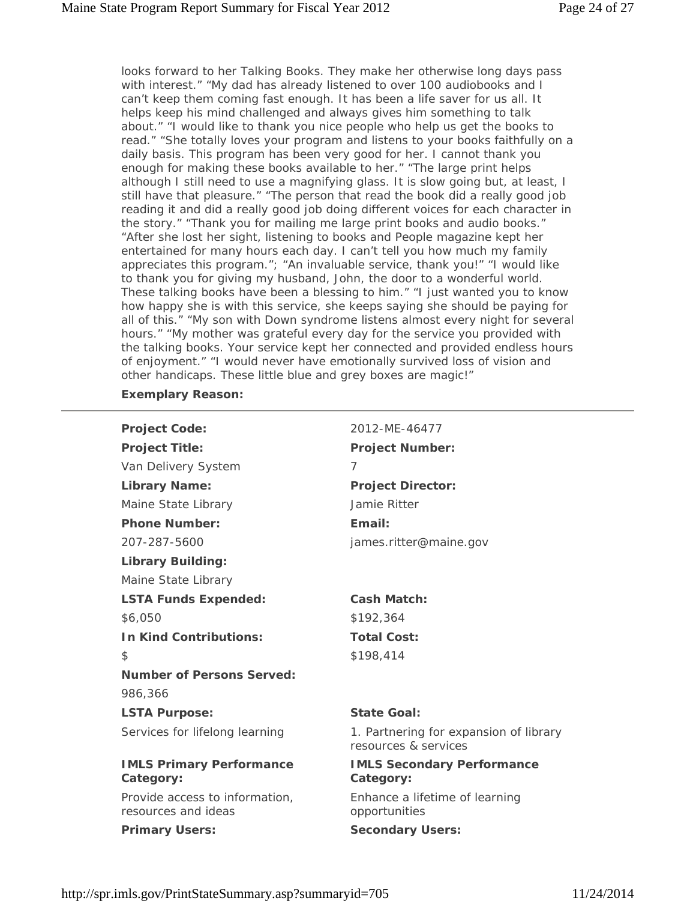looks forward to her Talking Books. They make her otherwise long days pass with interest." "My dad has already listened to over 100 audiobooks and I can't keep them coming fast enough. It has been a life saver for us all. It helps keep his mind challenged and always gives him something to talk about." "I would like to thank you nice people who help us get the books to read." "She totally loves your program and listens to your books faithfully on a daily basis. This program has been very good for her. I cannot thank you enough for making these books available to her." "The large print helps although I still need to use a magnifying glass. It is slow going but, at least, I still have that pleasure." "The person that read the book did a really good job reading it and did a really good job doing different voices for each character in the story." "Thank you for mailing me large print books and audio books." "After she lost her sight, listening to books and People magazine kept her entertained for many hours each day. I can't tell you how much my family appreciates this program."; "An invaluable service, thank you!" "I would like to thank you for giving my husband, John, the door to a wonderful world. These talking books have been a blessing to him." "I just wanted you to know how happy she is with this service, she keeps saying she should be paying for all of this." "My son with Down syndrome listens almost every night for several hours." "My mother was grateful every day for the service you provided with the talking books. Your service kept her connected and provided endless hours of enjoyment." "I would never have emotionally survived loss of vision and other handicaps. These little blue and grey boxes are magic!"

**Exemplary Reason:**

---

**Project Code:** 2012-ME-46477

**Project Title:** Van Delivery System

**Project Number:** 7

**Library Name:** Maine State Library

**Project Director:** Jamie Ritter

**Phone Number:** 207-287-5600

**Email:** james.ritter@maine.gov

**Library Building:** Maine State Library

**LSTA Funds Expended:** $6,050

**Cash Match:** $192,364

**In Kind Contributions:** $

**Total Cost:** $198,414

**Number of Persons Served:** 986,366

**LSTA Purpose:** Services for lifelong learning

**State Goal:** 1. Partnering for expansion of library resources & services

**IMLS Primary Performance Category:** Provide access to information, resources and ideas

**IMLS Secondary Performance Category:** Enhance a lifetime of learning opportunities

**Primary Users:**

**Secondary Users:**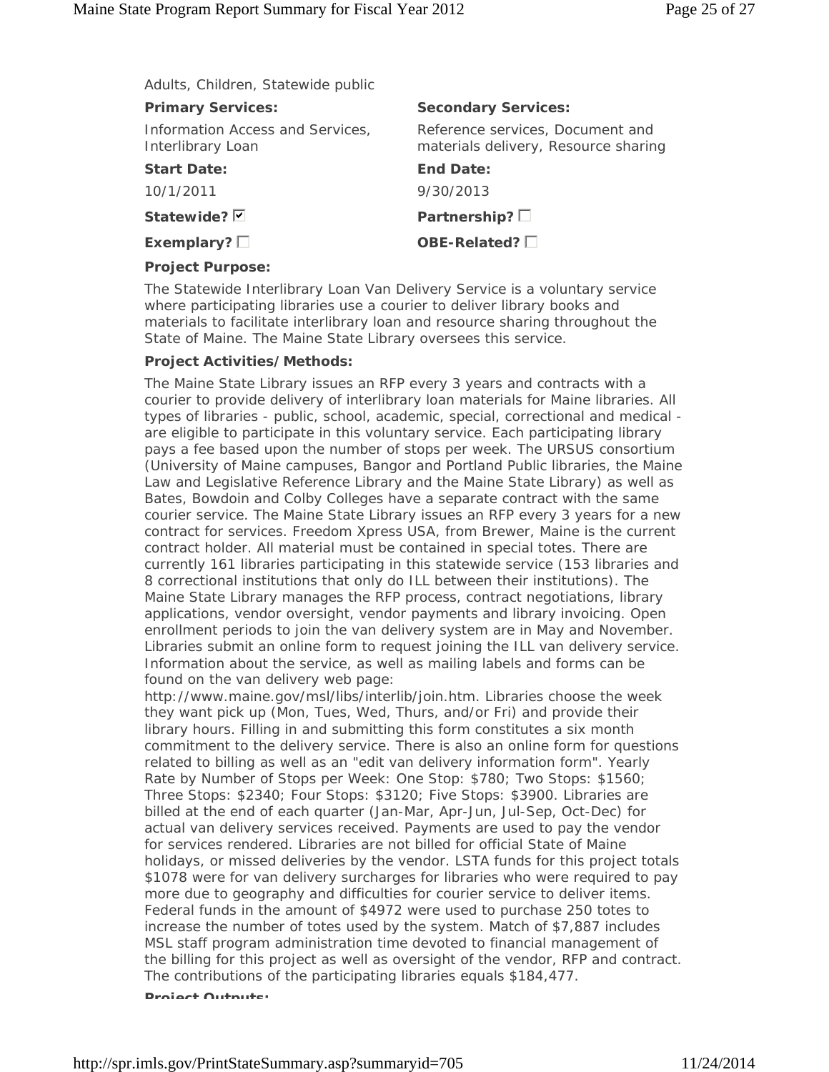Adults, Children, Statewide public

**Primary Services:**

Information Access and Services, Interlibrary Loan

**Secondary Services:**

Reference services, Document and materials delivery, Resource sharing

**Start Date:**

10/1/2011

**End Date:**

9/30/2013

**Statewide?** ☑

**Partnership?** ☐

**Exemplary?** ☐

**OBE-Related?** ☐

**Project Purpose:**

The Statewide Interlibrary Loan Van Delivery Service is a voluntary service where participating libraries use a courier to deliver library books and materials to facilitate interlibrary loan and resource sharing throughout the State of Maine. The Maine State Library oversees this service.

**Project Activities/Methods:**

The Maine State Library issues an RFP every 3 years and contracts with a courier to provide delivery of interlibrary loan materials for Maine libraries. All types of libraries - public, school, academic, special, correctional and medical - are eligible to participate in this voluntary service. Each participating library pays a fee based upon the number of stops per week. The URSUS consortium (University of Maine campuses, Bangor and Portland Public libraries, the Maine Law and Legislative Reference Library and the Maine State Library) as well as Bates, Bowdoin and Colby Colleges have a separate contract with the same courier service. The Maine State Library issues an RFP every 3 years for a new contract for services. Freedom Xpress USA, from Brewer, Maine is the current contract holder. All material must be contained in special totes. There are currently 161 libraries participating in this statewide service (153 libraries and 8 correctional institutions that only do ILL between their institutions). The Maine State Library manages the RFP process, contract negotiations, library applications, vendor oversight, vendor payments and library invoicing. Open enrollment periods to join the van delivery system are in May and November. Libraries submit an online form to request joining the ILL van delivery service. Information about the service, as well as mailing labels and forms can be found on the van delivery web page: http://www.maine.gov/msl/libs/interlib/join.htm. Libraries choose the week they want pick up (Mon, Tues, Wed, Thurs, and/or Fri) and provide their library hours. Filling in and submitting this form constitutes a six month commitment to the delivery service. There is also an online form for questions related to billing as well as an "edit van delivery information form". Yearly Rate by Number of Stops per Week: One Stop: $780; Two Stops: $1560; Three Stops: $2340; Four Stops: $3120; Five Stops: $3900. Libraries are billed at the end of each quarter (Jan-Mar, Apr-Jun, Jul-Sep, Oct-Dec) for actual van delivery services received. Payments are used to pay the vendor for services rendered. Libraries are not billed for official State of Maine holidays, or missed deliveries by the vendor. LSTA funds for this project totals $1078 were for van delivery surcharges for libraries who were required to pay more due to geography and difficulties for courier service to deliver items. Federal funds in the amount of $4972 were used to purchase 250 totes to increase the number of totes used by the system. Match of $7,887 includes MSL staff program administration time devoted to financial management of the billing for this project as well as oversight of the vendor, RFP and contract. The contributions of the participating libraries equals $184,477.

**Project Outputs:**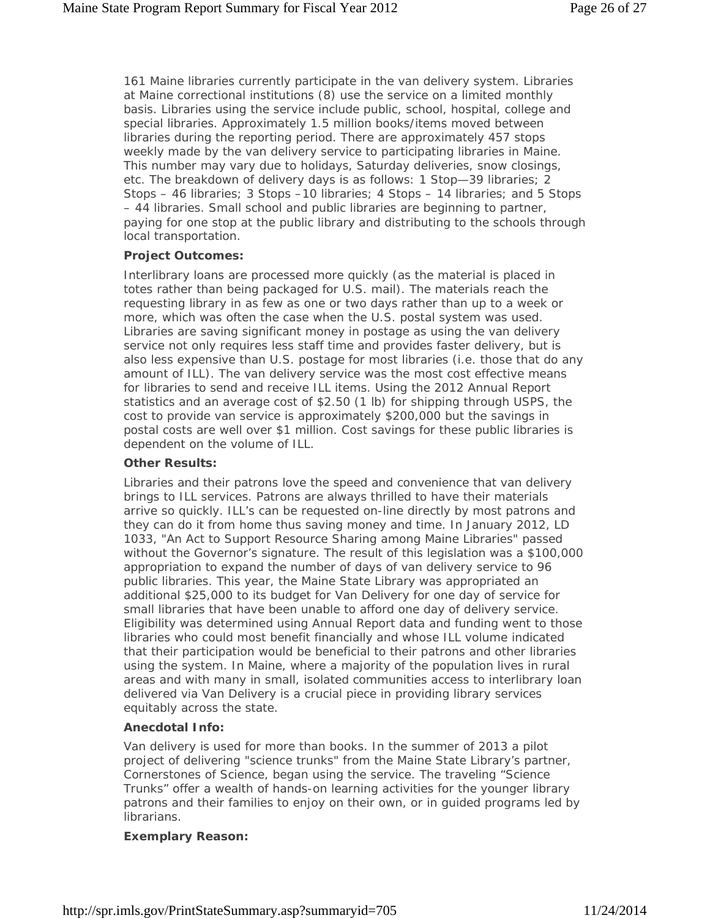161 Maine libraries currently participate in the van delivery system. Libraries at Maine correctional institutions (8) use the service on a limited monthly basis. Libraries using the service include public, school, hospital, college and special libraries. Approximately 1.5 million books/items moved between libraries during the reporting period. There are approximately 457 stops weekly made by the van delivery service to participating libraries in Maine. This number may vary due to holidays, Saturday deliveries, snow closings, etc. The breakdown of delivery days is as follows: 1 Stop—39 libraries; 2 Stops – 46 libraries; 3 Stops –10 libraries; 4 Stops – 14 libraries; and 5 Stops – 44 libraries. Small school and public libraries are beginning to partner, paying for one stop at the public library and distributing to the schools through local transportation.

**Project Outcomes:**

Interlibrary loans are processed more quickly (as the material is placed in totes rather than being packaged for U.S. mail). The materials reach the requesting library in as few as one or two days rather than up to a week or more, which was often the case when the U.S. postal system was used. Libraries are saving significant money in postage as using the van delivery service not only requires less staff time and provides faster delivery, but is also less expensive than U.S. postage for most libraries (i.e. those that do any amount of ILL). The van delivery service was the most cost effective means for libraries to send and receive ILL items. Using the 2012 Annual Report statistics and an average cost of $2.50 (1 lb) for shipping through USPS, the cost to provide van service is approximately $200,000 but the savings in postal costs are well over $1 million. Cost savings for these public libraries is dependent on the volume of ILL.

**Other Results:**

Libraries and their patrons love the speed and convenience that van delivery brings to ILL services. Patrons are always thrilled to have their materials arrive so quickly. ILL's can be requested on-line directly by most patrons and they can do it from home thus saving money and time. In January 2012, LD 1033, "An Act to Support Resource Sharing among Maine Libraries" passed without the Governor's signature. The result of this legislation was a $100,000 appropriation to expand the number of days of van delivery service to 96 public libraries. This year, the Maine State Library was appropriated an additional $25,000 to its budget for Van Delivery for one day of service for small libraries that have been unable to afford one day of delivery service. Eligibility was determined using Annual Report data and funding went to those libraries who could most benefit financially and whose ILL volume indicated that their participation would be beneficial to their patrons and other libraries using the system. In Maine, where a majority of the population lives in rural areas and with many in small, isolated communities access to interlibrary loan delivered via Van Delivery is a crucial piece in providing library services equitably across the state.

**Anecdotal Info:**

Van delivery is used for more than books. In the summer of 2013 a pilot project of delivering "science trunks" from the Maine State Library's partner, Cornerstones of Science, began using the service. The traveling "Science Trunks" offer a wealth of hands-on learning activities for the younger library patrons and their families to enjoy on their own, or in guided programs led by librarians.

**Exemplary Reason:**